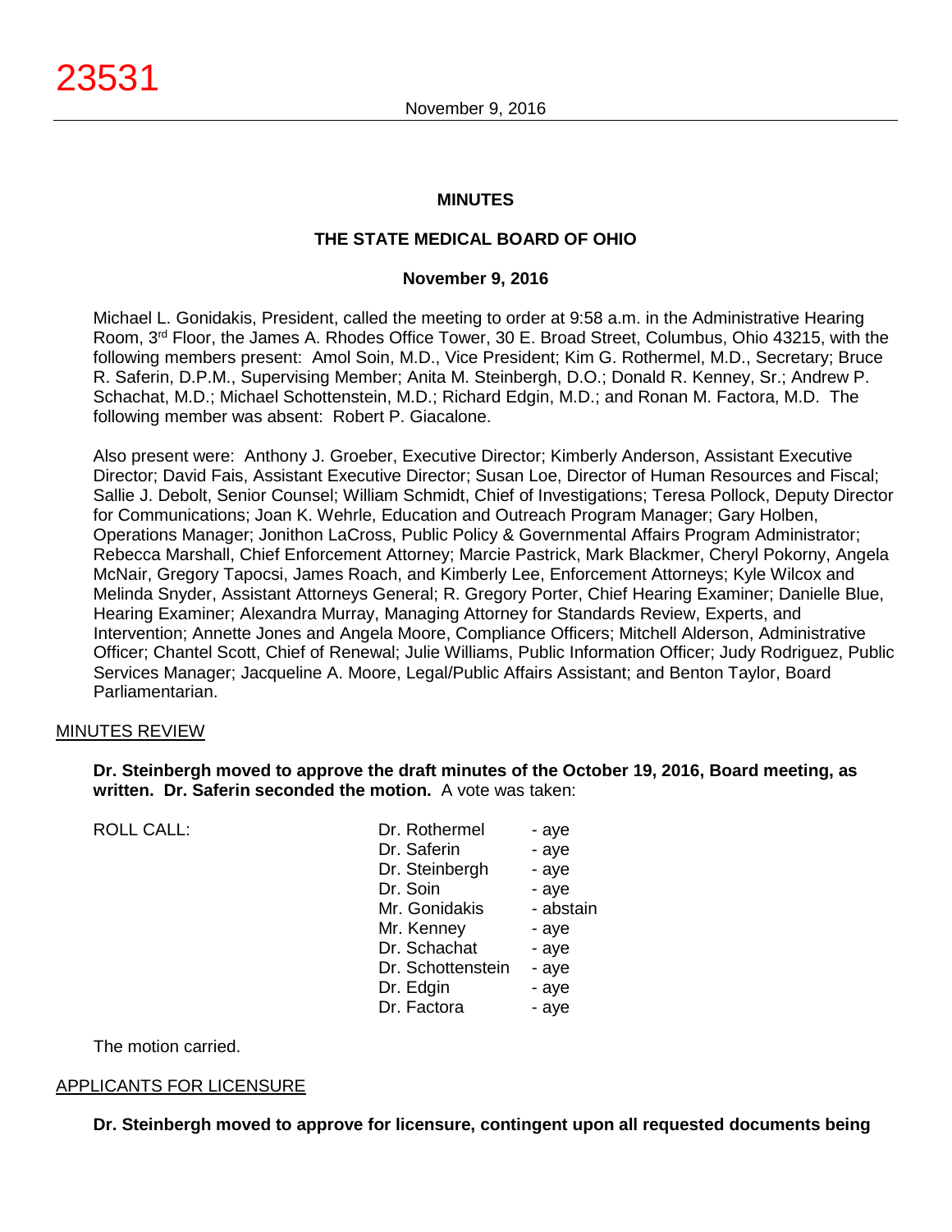# MINUTES

## THE STATE MEDICAL BOARD OF OHIO

### November 9, 2016

Michael L. Gonidakis, President, called the meeting to order at 9:58 a.m. in the Administrative Hearing Room, 3rd Floor, the James A. Rhodes Office Tower, 30 E. Broad Street, Columbus, Ohio 43215, with the following members present: Amol Soin, M.D., Vice President; Kim G. Rothermel, M.D., Secretary; Bruce R. Saferin, D.P.M., Supervising Member; Anita M. Steinbergh, D.O.; Donald R. Kenney, Sr.; Andrew P. Schachat, M.D.; Michael Schottenstein, M.D.; Richard Edgin, M.D.; and Ronan M. Factora, M.D. The following member was absent: Robert P. Giacalone.

Also present were: Anthony J. Groeber, Executive Director; Kimberly Anderson, Assistant Executive Director; David Fais, Assistant Executive Director; Susan Loe, Director of Human Resources and Fiscal; Sallie J. Debolt, Senior Counsel; William Schmidt, Chief of Investigations; Teresa Pollock, Deputy Director for Communications; Joan K. Wehrle, Education and Outreach Program Manager; Gary Holben, Operations Manager; Jonithon LaCross, Public Policy & Governmental Affairs Program Administrator; Rebecca Marshall, Chief Enforcement Attorney; Marcie Pastrick, Mark Blackmer, Cheryl Pokorny, Angela McNair, Gregory Tapocsi, James Roach, and Kimberly Lee, Enforcement Attorneys; Kyle Wilcox and Melinda Snyder, Assistant Attorneys General; R. Gregory Porter, Chief Hearing Examiner; Danielle Blue, Hearing Examiner; Alexandra Murray, Managing Attorney for Standards Review, Experts, and Intervention; Annette Jones and Angela Moore, Compliance Officers; Mitchell Alderson, Administrative Officer; Chantel Scott, Chief of Renewal; Julie Williams, Public Information Officer; Judy Rodriguez, Public Services Manager; Jacqueline A. Moore, Legal/Public Affairs Assistant; and Benton Taylor, Board Parliamentarian.

MINUTES REVIEW

**Dr. Steinbergh moved to approve the draft minutes of the October 19, 2016, Board meeting, as written. Dr. Saferin seconded the motion.** A vote was taken:

| ROLL CALL: | | |
|---|---|---|
| | Dr. Rothermel | - aye |
| | Dr. Saferin | - aye |
| | Dr. Steinbergh | - aye |
| | Dr. Soin | - aye |
| | Mr. Gonidakis | - abstain |
| | Mr. Kenney | - aye |
| | Dr. Schachat | - aye |
| | Dr. Schottenstein | - aye |
| | Dr. Edgin | - aye |
| | Dr. Factora | - aye |

The motion carried.

APPLICANTS FOR LICENSURE

**Dr. Steinbergh moved to approve for licensure, contingent upon all requested documents being**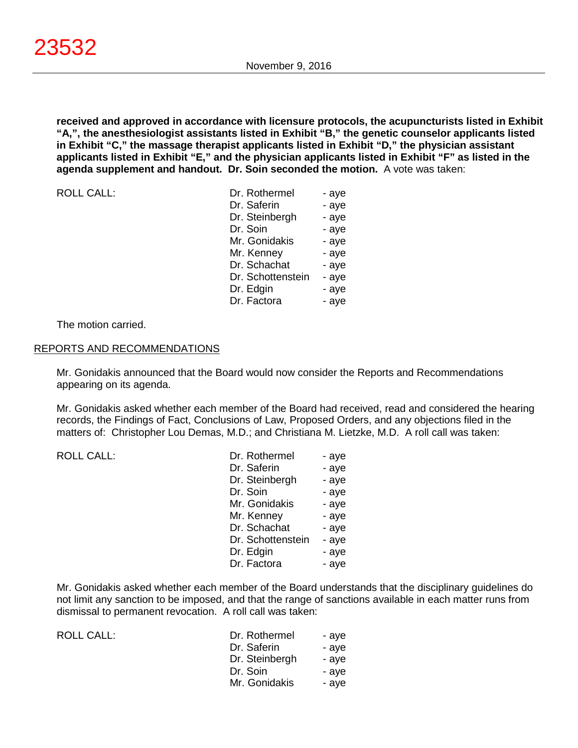**received and approved in accordance with licensure protocols, the acupuncturists listed in Exhibit "A,", the anesthesiologist assistants listed in Exhibit "B," the genetic counselor applicants listed in Exhibit "C," the massage therapist applicants listed in Exhibit "D," the physician assistant applicants listed in Exhibit "E," and the physician applicants listed in Exhibit "F" as listed in the agenda supplement and handout. Dr. Soin seconded the motion.** A vote was taken:

| ROLL CALL: | Dr. Rothermel | - aye |
|---|---|---|
| | Dr. Saferin | - aye |
| | Dr. Steinbergh | - aye |
| | Dr. Soin | - aye |
| | Mr. Gonidakis | - aye |
| | Mr. Kenney | - aye |
| | Dr. Schachat | - aye |
| | Dr. Schottenstein | - aye |
| | Dr. Edgin | - aye |
| | Dr. Factora | - aye |

The motion carried.

## REPORTS AND RECOMMENDATIONS

Mr. Gonidakis announced that the Board would now consider the Reports and Recommendations appearing on its agenda.

Mr. Gonidakis asked whether each member of the Board had received, read and considered the hearing records, the Findings of Fact, Conclusions of Law, Proposed Orders, and any objections filed in the matters of: Christopher Lou Demas, M.D.; and Christiana M. Lietzke, M.D. A roll call was taken:

| ROLL CALL: | Dr. Rothermel | - aye |
|---|---|---|
| | Dr. Saferin | - aye |
| | Dr. Steinbergh | - aye |
| | Dr. Soin | - aye |
| | Mr. Gonidakis | - aye |
| | Mr. Kenney | - aye |
| | Dr. Schachat | - aye |
| | Dr. Schottenstein | - aye |
| | Dr. Edgin | - aye |
| | Dr. Factora | - aye |

Mr. Gonidakis asked whether each member of the Board understands that the disciplinary guidelines do not limit any sanction to be imposed, and that the range of sanctions available in each matter runs from dismissal to permanent revocation. A roll call was taken:

| ROLL CALL: | Dr. Rothermel | - aye |
|---|---|---|
| | Dr. Saferin | - aye |
| | Dr. Steinbergh | - aye |
| | Dr. Soin | - aye |
| | Mr. Gonidakis | - aye |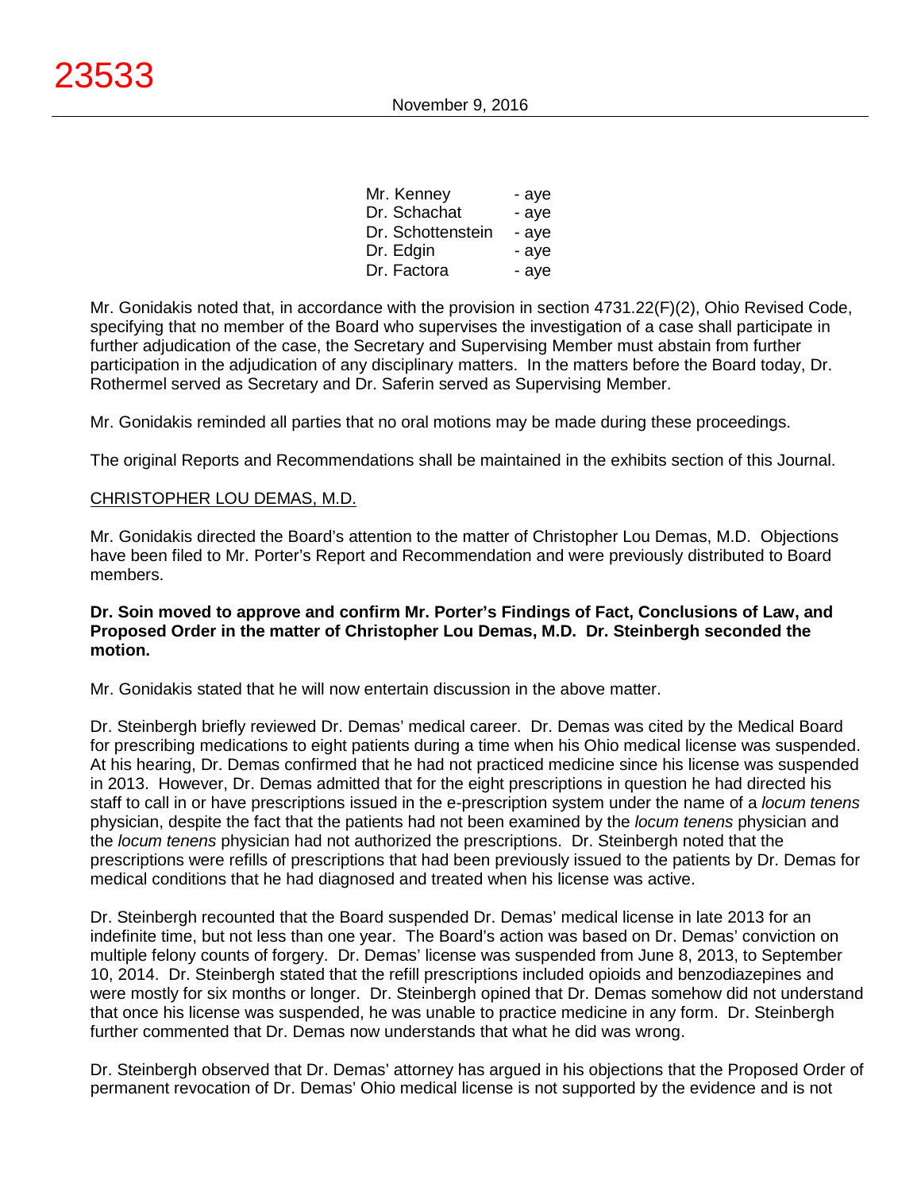| | |
|---|---|
| Mr. Kenney | - aye |
| Dr. Schachat | - aye |
| Dr. Schottenstein | - aye |
| Dr. Edgin | - aye |
| Dr. Factora | - aye |

Mr. Gonidakis noted that, in accordance with the provision in section 4731.22(F)(2), Ohio Revised Code, specifying that no member of the Board who supervises the investigation of a case shall participate in further adjudication of the case, the Secretary and Supervising Member must abstain from further participation in the adjudication of any disciplinary matters. In the matters before the Board today, Dr. Rothermel served as Secretary and Dr. Saferin served as Supervising Member.

Mr. Gonidakis reminded all parties that no oral motions may be made during these proceedings.

The original Reports and Recommendations shall be maintained in the exhibits section of this Journal.

CHRISTOPHER LOU DEMAS, M.D.

Mr. Gonidakis directed the Board's attention to the matter of Christopher Lou Demas, M.D. Objections have been filed to Mr. Porter's Report and Recommendation and were previously distributed to Board members.

**Dr. Soin moved to approve and confirm Mr. Porter's Findings of Fact, Conclusions of Law, and Proposed Order in the matter of Christopher Lou Demas, M.D. Dr. Steinbergh seconded the motion.**

Mr. Gonidakis stated that he will now entertain discussion in the above matter.

Dr. Steinbergh briefly reviewed Dr. Demas' medical career. Dr. Demas was cited by the Medical Board for prescribing medications to eight patients during a time when his Ohio medical license was suspended. At his hearing, Dr. Demas confirmed that he had not practiced medicine since his license was suspended in 2013. However, Dr. Demas admitted that for the eight prescriptions in question he had directed his staff to call in or have prescriptions issued in the e-prescription system under the name of a *locum tenens* physician, despite the fact that the patients had not been examined by the *locum tenens* physician and the *locum tenens* physician had not authorized the prescriptions. Dr. Steinbergh noted that the prescriptions were refills of prescriptions that had been previously issued to the patients by Dr. Demas for medical conditions that he had diagnosed and treated when his license was active.

Dr. Steinbergh recounted that the Board suspended Dr. Demas' medical license in late 2013 for an indefinite time, but not less than one year. The Board's action was based on Dr. Demas' conviction on multiple felony counts of forgery. Dr. Demas' license was suspended from June 8, 2013, to September 10, 2014. Dr. Steinbergh stated that the refill prescriptions included opioids and benzodiazepines and were mostly for six months or longer. Dr. Steinbergh opined that Dr. Demas somehow did not understand that once his license was suspended, he was unable to practice medicine in any form. Dr. Steinbergh further commented that Dr. Demas now understands that what he did was wrong.

Dr. Steinbergh observed that Dr. Demas' attorney has argued in his objections that the Proposed Order of permanent revocation of Dr. Demas' Ohio medical license is not supported by the evidence and is not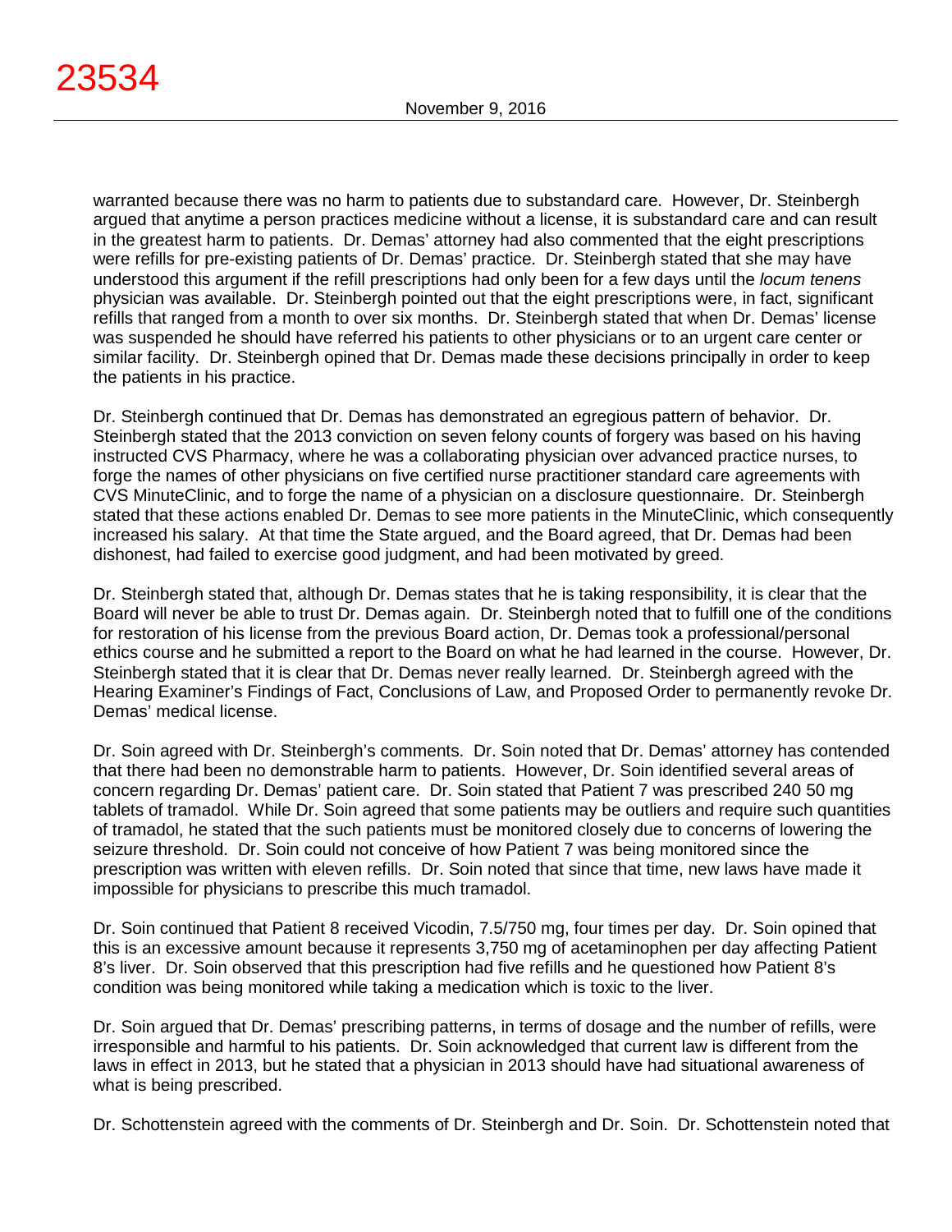warranted because there was no harm to patients due to substandard care. However, Dr. Steinbergh argued that anytime a person practices medicine without a license, it is substandard care and can result in the greatest harm to patients. Dr. Demas' attorney had also commented that the eight prescriptions were refills for pre-existing patients of Dr. Demas' practice. Dr. Steinbergh stated that she may have understood this argument if the refill prescriptions had only been for a few days until the *locum tenens* physician was available. Dr. Steinbergh pointed out that the eight prescriptions were, in fact, significant refills that ranged from a month to over six months. Dr. Steinbergh stated that when Dr. Demas' license was suspended he should have referred his patients to other physicians or to an urgent care center or similar facility. Dr. Steinbergh opined that Dr. Demas made these decisions principally in order to keep the patients in his practice.

Dr. Steinbergh continued that Dr. Demas has demonstrated an egregious pattern of behavior. Dr. Steinbergh stated that the 2013 conviction on seven felony counts of forgery was based on his having instructed CVS Pharmacy, where he was a collaborating physician over advanced practice nurses, to forge the names of other physicians on five certified nurse practitioner standard care agreements with CVS MinuteClinic, and to forge the name of a physician on a disclosure questionnaire. Dr. Steinbergh stated that these actions enabled Dr. Demas to see more patients in the MinuteClinic, which consequently increased his salary. At that time the State argued, and the Board agreed, that Dr. Demas had been dishonest, had failed to exercise good judgment, and had been motivated by greed.

Dr. Steinbergh stated that, although Dr. Demas states that he is taking responsibility, it is clear that the Board will never be able to trust Dr. Demas again. Dr. Steinbergh noted that to fulfill one of the conditions for restoration of his license from the previous Board action, Dr. Demas took a professional/personal ethics course and he submitted a report to the Board on what he had learned in the course. However, Dr. Steinbergh stated that it is clear that Dr. Demas never really learned. Dr. Steinbergh agreed with the Hearing Examiner's Findings of Fact, Conclusions of Law, and Proposed Order to permanently revoke Dr. Demas' medical license.

Dr. Soin agreed with Dr. Steinbergh's comments. Dr. Soin noted that Dr. Demas' attorney has contended that there had been no demonstrable harm to patients. However, Dr. Soin identified several areas of concern regarding Dr. Demas' patient care. Dr. Soin stated that Patient 7 was prescribed 240 50 mg tablets of tramadol. While Dr. Soin agreed that some patients may be outliers and require such quantities of tramadol, he stated that the such patients must be monitored closely due to concerns of lowering the seizure threshold. Dr. Soin could not conceive of how Patient 7 was being monitored since the prescription was written with eleven refills. Dr. Soin noted that since that time, new laws have made it impossible for physicians to prescribe this much tramadol.

Dr. Soin continued that Patient 8 received Vicodin, 7.5/750 mg, four times per day. Dr. Soin opined that this is an excessive amount because it represents 3,750 mg of acetaminophen per day affecting Patient 8's liver. Dr. Soin observed that this prescription had five refills and he questioned how Patient 8's condition was being monitored while taking a medication which is toxic to the liver.

Dr. Soin argued that Dr. Demas' prescribing patterns, in terms of dosage and the number of refills, were irresponsible and harmful to his patients. Dr. Soin acknowledged that current law is different from the laws in effect in 2013, but he stated that a physician in 2013 should have had situational awareness of what is being prescribed.

Dr. Schottenstein agreed with the comments of Dr. Steinbergh and Dr. Soin. Dr. Schottenstein noted that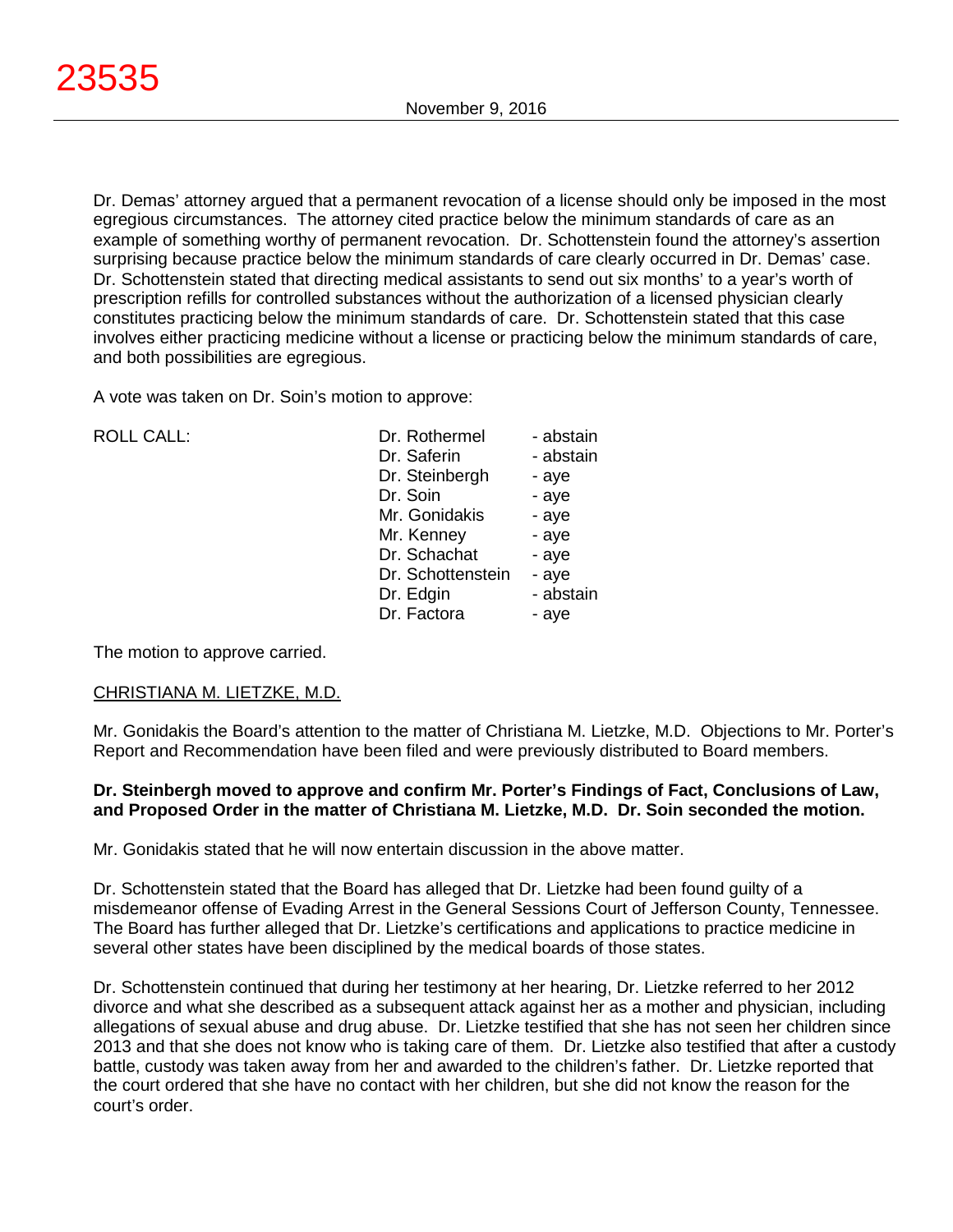Dr. Demas' attorney argued that a permanent revocation of a license should only be imposed in the most egregious circumstances. The attorney cited practice below the minimum standards of care as an example of something worthy of permanent revocation. Dr. Schottenstein found the attorney's assertion surprising because practice below the minimum standards of care clearly occurred in Dr. Demas' case. Dr. Schottenstein stated that directing medical assistants to send out six months' to a year's worth of prescription refills for controlled substances without the authorization of a licensed physician clearly constitutes practicing below the minimum standards of care. Dr. Schottenstein stated that this case involves either practicing medicine without a license or practicing below the minimum standards of care, and both possibilities are egregious.

A vote was taken on Dr. Soin's motion to approve:

| ROLL CALL: | | |
|---|---|---|
| | Dr. Rothermel | - abstain |
| | Dr. Saferin | - abstain |
| | Dr. Steinbergh | - aye |
| | Dr. Soin | - aye |
| | Mr. Gonidakis | - aye |
| | Mr. Kenney | - aye |
| | Dr. Schachat | - aye |
| | Dr. Schottenstein | - aye |
| | Dr. Edgin | - abstain |
| | Dr. Factora | - aye |

The motion to approve carried.

<u>CHRISTIANA M. LIETZKE, M.D.</u>

Mr. Gonidakis the Board's attention to the matter of Christiana M. Lietzke, M.D. Objections to Mr. Porter's Report and Recommendation have been filed and were previously distributed to Board members.

**Dr. Steinbergh moved to approve and confirm Mr. Porter's Findings of Fact, Conclusions of Law, and Proposed Order in the matter of Christiana M. Lietzke, M.D. Dr. Soin seconded the motion.**

Mr. Gonidakis stated that he will now entertain discussion in the above matter.

Dr. Schottenstein stated that the Board has alleged that Dr. Lietzke had been found guilty of a misdemeanor offense of Evading Arrest in the General Sessions Court of Jefferson County, Tennessee. The Board has further alleged that Dr. Lietzke's certifications and applications to practice medicine in several other states have been disciplined by the medical boards of those states.

Dr. Schottenstein continued that during her testimony at her hearing, Dr. Lietzke referred to her 2012 divorce and what she described as a subsequent attack against her as a mother and physician, including allegations of sexual abuse and drug abuse. Dr. Lietzke testified that she has not seen her children since 2013 and that she does not know who is taking care of them. Dr. Lietzke also testified that after a custody battle, custody was taken away from her and awarded to the children's father. Dr. Lietzke reported that the court ordered that she have no contact with her children, but she did not know the reason for the court's order.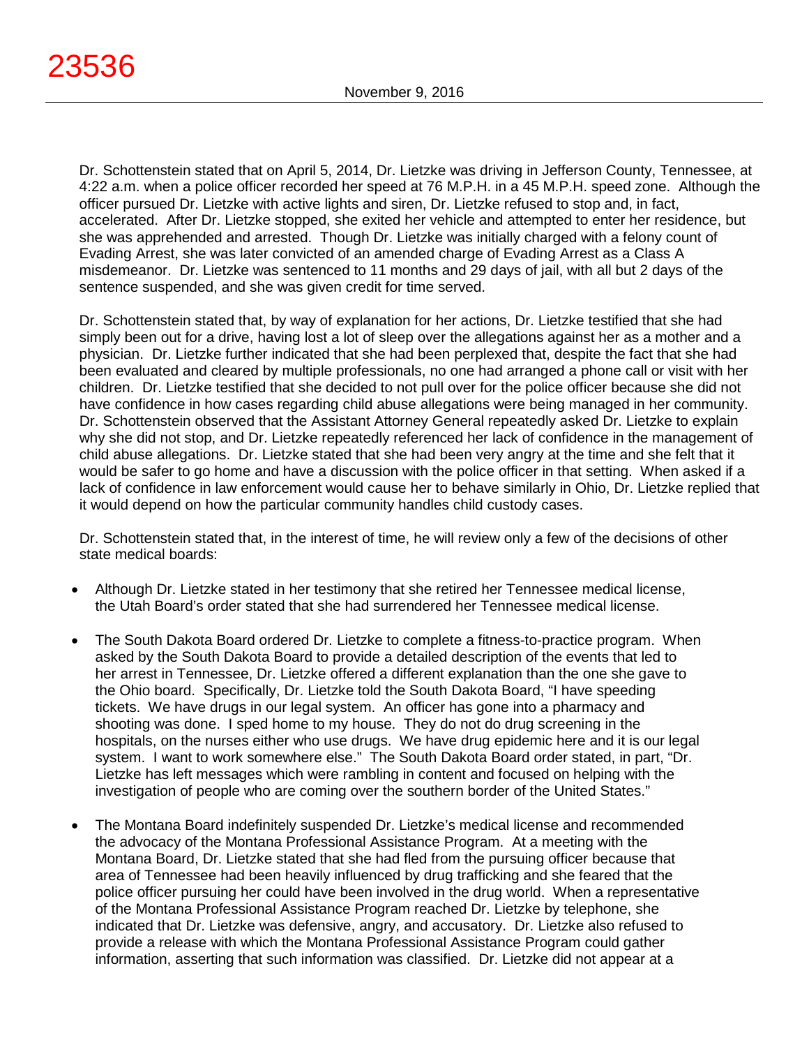Dr. Schottenstein stated that on April 5, 2014, Dr. Lietzke was driving in Jefferson County, Tennessee, at 4:22 a.m. when a police officer recorded her speed at 76 M.P.H. in a 45 M.P.H. speed zone. Although the officer pursued Dr. Lietzke with active lights and siren, Dr. Lietzke refused to stop and, in fact, accelerated. After Dr. Lietzke stopped, she exited her vehicle and attempted to enter her residence, but she was apprehended and arrested. Though Dr. Lietzke was initially charged with a felony count of Evading Arrest, she was later convicted of an amended charge of Evading Arrest as a Class A misdemeanor. Dr. Lietzke was sentenced to 11 months and 29 days of jail, with all but 2 days of the sentence suspended, and she was given credit for time served.

Dr. Schottenstein stated that, by way of explanation for her actions, Dr. Lietzke testified that she had simply been out for a drive, having lost a lot of sleep over the allegations against her as a mother and a physician. Dr. Lietzke further indicated that she had been perplexed that, despite the fact that she had been evaluated and cleared by multiple professionals, no one had arranged a phone call or visit with her children. Dr. Lietzke testified that she decided to not pull over for the police officer because she did not have confidence in how cases regarding child abuse allegations were being managed in her community. Dr. Schottenstein observed that the Assistant Attorney General repeatedly asked Dr. Lietzke to explain why she did not stop, and Dr. Lietzke repeatedly referenced her lack of confidence in the management of child abuse allegations. Dr. Lietzke stated that she had been very angry at the time and she felt that it would be safer to go home and have a discussion with the police officer in that setting. When asked if a lack of confidence in law enforcement would cause her to behave similarly in Ohio, Dr. Lietzke replied that it would depend on how the particular community handles child custody cases.

Dr. Schottenstein stated that, in the interest of time, he will review only a few of the decisions of other state medical boards:

- Although Dr. Lietzke stated in her testimony that she retired her Tennessee medical license, the Utah Board's order stated that she had surrendered her Tennessee medical license.

- The South Dakota Board ordered Dr. Lietzke to complete a fitness-to-practice program. When asked by the South Dakota Board to provide a detailed description of the events that led to her arrest in Tennessee, Dr. Lietzke offered a different explanation than the one she gave to the Ohio board. Specifically, Dr. Lietzke told the South Dakota Board, "I have speeding tickets. We have drugs in our legal system. An officer has gone into a pharmacy and shooting was done. I sped home to my house. They do not do drug screening in the hospitals, on the nurses either who use drugs. We have drug epidemic here and it is our legal system. I want to work somewhere else." The South Dakota Board order stated, in part, "Dr. Lietzke has left messages which were rambling in content and focused on helping with the investigation of people who are coming over the southern border of the United States."

- The Montana Board indefinitely suspended Dr. Lietzke's medical license and recommended the advocacy of the Montana Professional Assistance Program. At a meeting with the Montana Board, Dr. Lietzke stated that she had fled from the pursuing officer because that area of Tennessee had been heavily influenced by drug trafficking and she feared that the police officer pursuing her could have been involved in the drug world. When a representative of the Montana Professional Assistance Program reached Dr. Lietzke by telephone, she indicated that Dr. Lietzke was defensive, angry, and accusatory. Dr. Lietzke also refused to provide a release with which the Montana Professional Assistance Program could gather information, asserting that such information was classified. Dr. Lietzke did not appear at a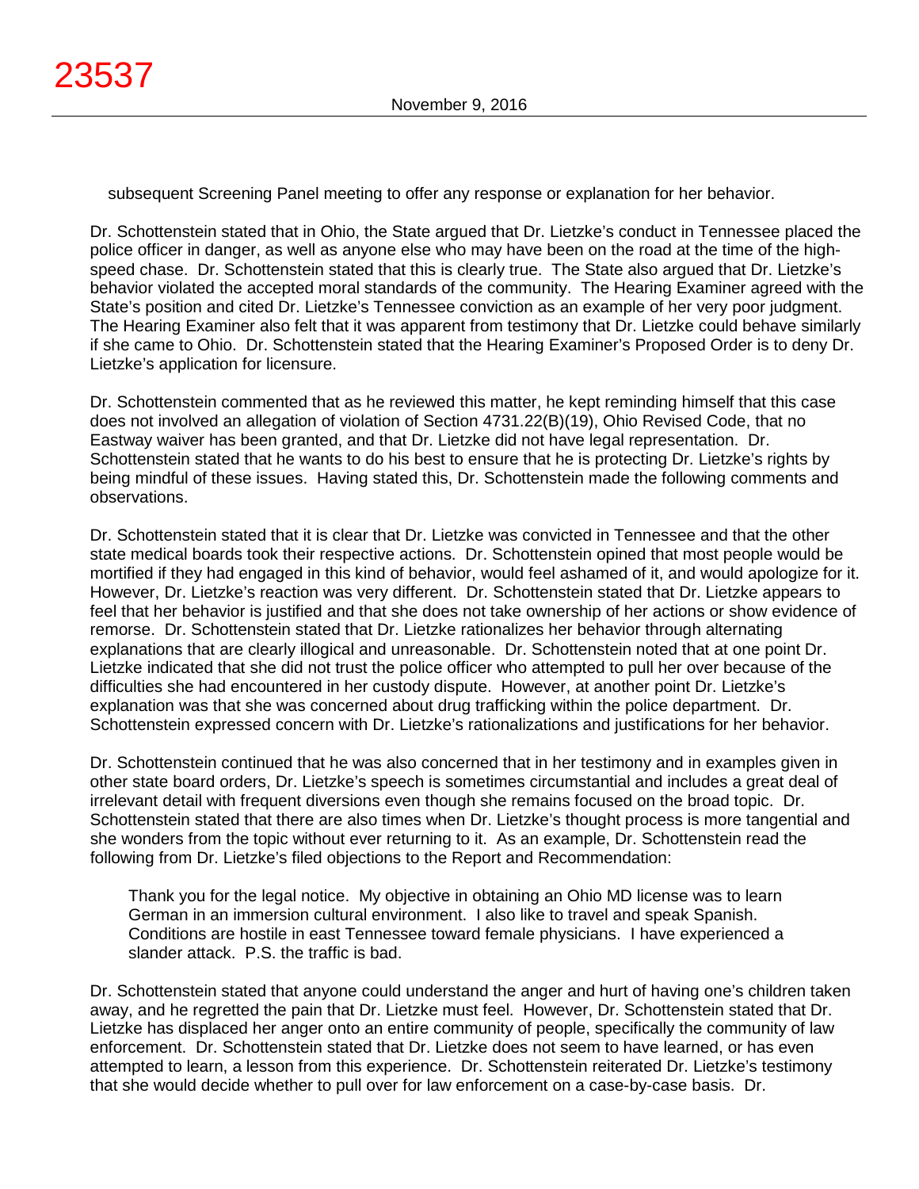subsequent Screening Panel meeting to offer any response or explanation for her behavior.

Dr. Schottenstein stated that in Ohio, the State argued that Dr. Lietzke's conduct in Tennessee placed the police officer in danger, as well as anyone else who may have been on the road at the time of the high-speed chase. Dr. Schottenstein stated that this is clearly true. The State also argued that Dr. Lietzke's behavior violated the accepted moral standards of the community. The Hearing Examiner agreed with the State's position and cited Dr. Lietzke's Tennessee conviction as an example of her very poor judgment. The Hearing Examiner also felt that it was apparent from testimony that Dr. Lietzke could behave similarly if she came to Ohio. Dr. Schottenstein stated that the Hearing Examiner's Proposed Order is to deny Dr. Lietzke's application for licensure.

Dr. Schottenstein commented that as he reviewed this matter, he kept reminding himself that this case does not involved an allegation of violation of Section 4731.22(B)(19), Ohio Revised Code, that no Eastway waiver has been granted, and that Dr. Lietzke did not have legal representation. Dr. Schottenstein stated that he wants to do his best to ensure that he is protecting Dr. Lietzke's rights by being mindful of these issues. Having stated this, Dr. Schottenstein made the following comments and observations.

Dr. Schottenstein stated that it is clear that Dr. Lietzke was convicted in Tennessee and that the other state medical boards took their respective actions. Dr. Schottenstein opined that most people would be mortified if they had engaged in this kind of behavior, would feel ashamed of it, and would apologize for it. However, Dr. Lietzke's reaction was very different. Dr. Schottenstein stated that Dr. Lietzke appears to feel that her behavior is justified and that she does not take ownership of her actions or show evidence of remorse. Dr. Schottenstein stated that Dr. Lietzke rationalizes her behavior through alternating explanations that are clearly illogical and unreasonable. Dr. Schottenstein noted that at one point Dr. Lietzke indicated that she did not trust the police officer who attempted to pull her over because of the difficulties she had encountered in her custody dispute. However, at another point Dr. Lietzke's explanation was that she was concerned about drug trafficking within the police department. Dr. Schottenstein expressed concern with Dr. Lietzke's rationalizations and justifications for her behavior.

Dr. Schottenstein continued that he was also concerned that in her testimony and in examples given in other state board orders, Dr. Lietzke's speech is sometimes circumstantial and includes a great deal of irrelevant detail with frequent diversions even though she remains focused on the broad topic. Dr. Schottenstein stated that there are also times when Dr. Lietzke's thought process is more tangential and she wonders from the topic without ever returning to it. As an example, Dr. Schottenstein read the following from Dr. Lietzke's filed objections to the Report and Recommendation:

> Thank you for the legal notice. My objective in obtaining an Ohio MD license was to learn German in an immersion cultural environment. I also like to travel and speak Spanish. Conditions are hostile in east Tennessee toward female physicians. I have experienced a slander attack. P.S. the traffic is bad.

Dr. Schottenstein stated that anyone could understand the anger and hurt of having one's children taken away, and he regretted the pain that Dr. Lietzke must feel. However, Dr. Schottenstein stated that Dr. Lietzke has displaced her anger onto an entire community of people, specifically the community of law enforcement. Dr. Schottenstein stated that Dr. Lietzke does not seem to have learned, or has even attempted to learn, a lesson from this experience. Dr. Schottenstein reiterated Dr. Lietzke's testimony that she would decide whether to pull over for law enforcement on a case-by-case basis. Dr.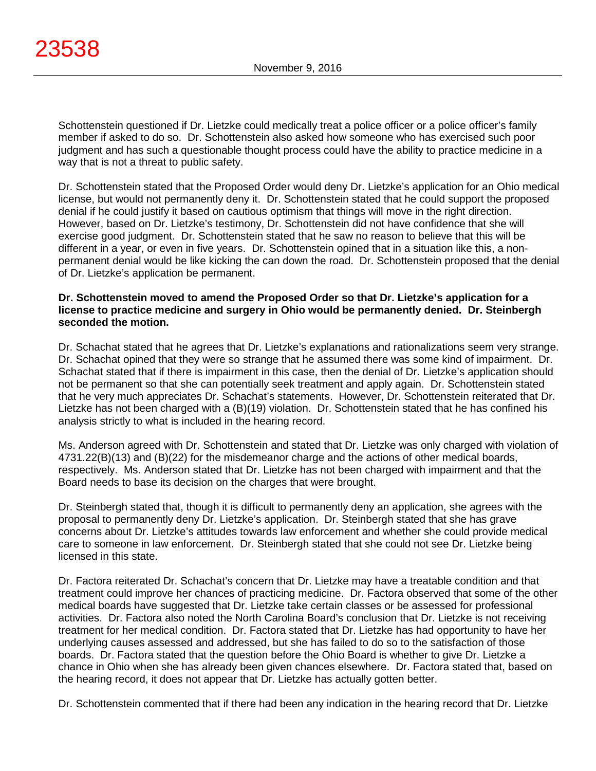Schottenstein questioned if Dr. Lietzke could medically treat a police officer or a police officer's family member if asked to do so. Dr. Schottenstein also asked how someone who has exercised such poor judgment and has such a questionable thought process could have the ability to practice medicine in a way that is not a threat to public safety.

Dr. Schottenstein stated that the Proposed Order would deny Dr. Lietzke's application for an Ohio medical license, but would not permanently deny it. Dr. Schottenstein stated that he could support the proposed denial if he could justify it based on cautious optimism that things will move in the right direction. However, based on Dr. Lietzke's testimony, Dr. Schottenstein did not have confidence that she will exercise good judgment. Dr. Schottenstein stated that he saw no reason to believe that this will be different in a year, or even in five years. Dr. Schottenstein opined that in a situation like this, a non-permanent denial would be like kicking the can down the road. Dr. Schottenstein proposed that the denial of Dr. Lietzke's application be permanent.

**Dr. Schottenstein moved to amend the Proposed Order so that Dr. Lietzke's application for a license to practice medicine and surgery in Ohio would be permanently denied. Dr. Steinbergh seconded the motion.**

Dr. Schachat stated that he agrees that Dr. Lietzke's explanations and rationalizations seem very strange. Dr. Schachat opined that they were so strange that he assumed there was some kind of impairment. Dr. Schachat stated that if there is impairment in this case, then the denial of Dr. Lietzke's application should not be permanent so that she can potentially seek treatment and apply again. Dr. Schottenstein stated that he very much appreciates Dr. Schachat's statements. However, Dr. Schottenstein reiterated that Dr. Lietzke has not been charged with a (B)(19) violation. Dr. Schottenstein stated that he has confined his analysis strictly to what is included in the hearing record.

Ms. Anderson agreed with Dr. Schottenstein and stated that Dr. Lietzke was only charged with violation of 4731.22(B)(13) and (B)(22) for the misdemeanor charge and the actions of other medical boards, respectively. Ms. Anderson stated that Dr. Lietzke has not been charged with impairment and that the Board needs to base its decision on the charges that were brought.

Dr. Steinbergh stated that, though it is difficult to permanently deny an application, she agrees with the proposal to permanently deny Dr. Lietzke's application. Dr. Steinbergh stated that she has grave concerns about Dr. Lietzke's attitudes towards law enforcement and whether she could provide medical care to someone in law enforcement. Dr. Steinbergh stated that she could not see Dr. Lietzke being licensed in this state.

Dr. Factora reiterated Dr. Schachat's concern that Dr. Lietzke may have a treatable condition and that treatment could improve her chances of practicing medicine. Dr. Factora observed that some of the other medical boards have suggested that Dr. Lietzke take certain classes or be assessed for professional activities. Dr. Factora also noted the North Carolina Board's conclusion that Dr. Lietzke is not receiving treatment for her medical condition. Dr. Factora stated that Dr. Lietzke has had opportunity to have her underlying causes assessed and addressed, but she has failed to do so to the satisfaction of those boards. Dr. Factora stated that the question before the Ohio Board is whether to give Dr. Lietzke a chance in Ohio when she has already been given chances elsewhere. Dr. Factora stated that, based on the hearing record, it does not appear that Dr. Lietzke has actually gotten better.

Dr. Schottenstein commented that if there had been any indication in the hearing record that Dr. Lietzke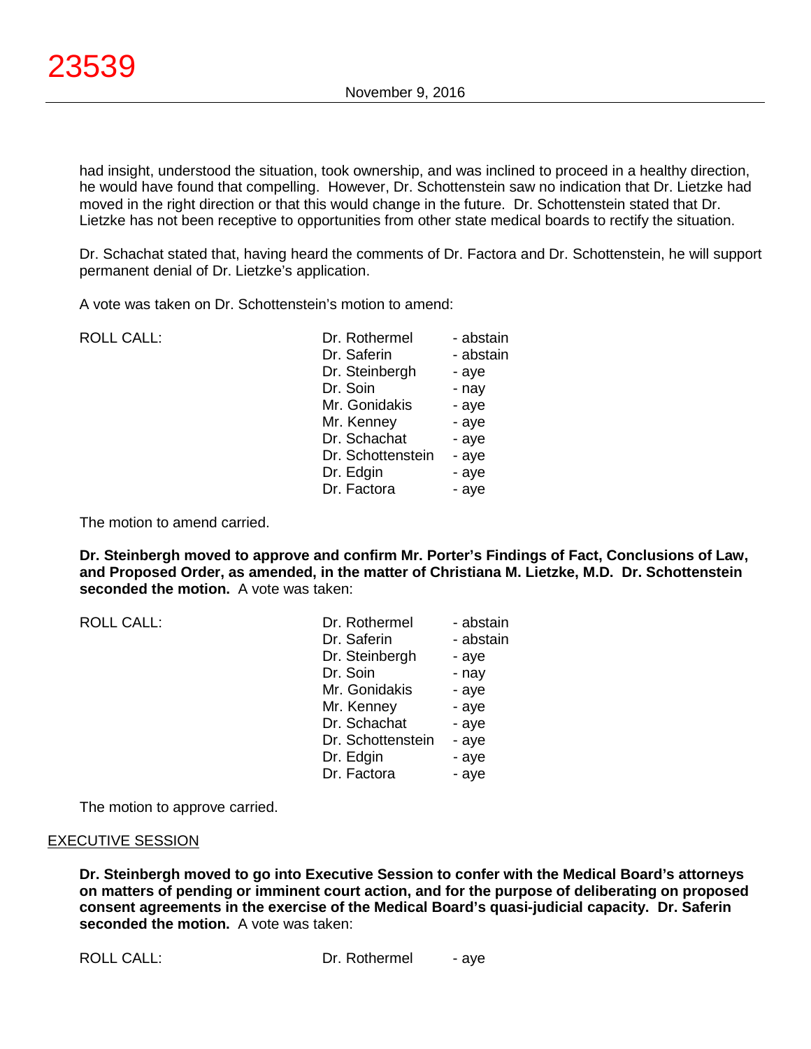had insight, understood the situation, took ownership, and was inclined to proceed in a healthy direction, he would have found that compelling. However, Dr. Schottenstein saw no indication that Dr. Lietzke had moved in the right direction or that this would change in the future. Dr. Schottenstein stated that Dr. Lietzke has not been receptive to opportunities from other state medical boards to rectify the situation.

Dr. Schachat stated that, having heard the comments of Dr. Factora and Dr. Schottenstein, he will support permanent denial of Dr. Lietzke's application.

A vote was taken on Dr. Schottenstein's motion to amend:

| ROLL CALL: | Dr. Rothermel | - abstain |
|---|---|---|
| | Dr. Saferin | - abstain |
| | Dr. Steinbergh | - aye |
| | Dr. Soin | - nay |
| | Mr. Gonidakis | - aye |
| | Mr. Kenney | - aye |
| | Dr. Schachat | - aye |
| | Dr. Schottenstein | - aye |
| | Dr. Edgin | - aye |
| | Dr. Factora | - aye |

The motion to amend carried.

**Dr. Steinbergh moved to approve and confirm Mr. Porter's Findings of Fact, Conclusions of Law, and Proposed Order, as amended, in the matter of Christiana M. Lietzke, M.D. Dr. Schottenstein seconded the motion.** A vote was taken:

| ROLL CALL: | Dr. Rothermel | - abstain |
|---|---|---|
| | Dr. Saferin | - abstain |
| | Dr. Steinbergh | - aye |
| | Dr. Soin | - nay |
| | Mr. Gonidakis | - aye |
| | Mr. Kenney | - aye |
| | Dr. Schachat | - aye |
| | Dr. Schottenstein | - aye |
| | Dr. Edgin | - aye |
| | Dr. Factora | - aye |

The motion to approve carried.

## EXECUTIVE SESSION

**Dr. Steinbergh moved to go into Executive Session to confer with the Medical Board's attorneys on matters of pending or imminent court action, and for the purpose of deliberating on proposed consent agreements in the exercise of the Medical Board's quasi-judicial capacity. Dr. Saferin seconded the motion.** A vote was taken:

| ROLL CALL: | Dr. Rothermel | - aye |
|---|---|---|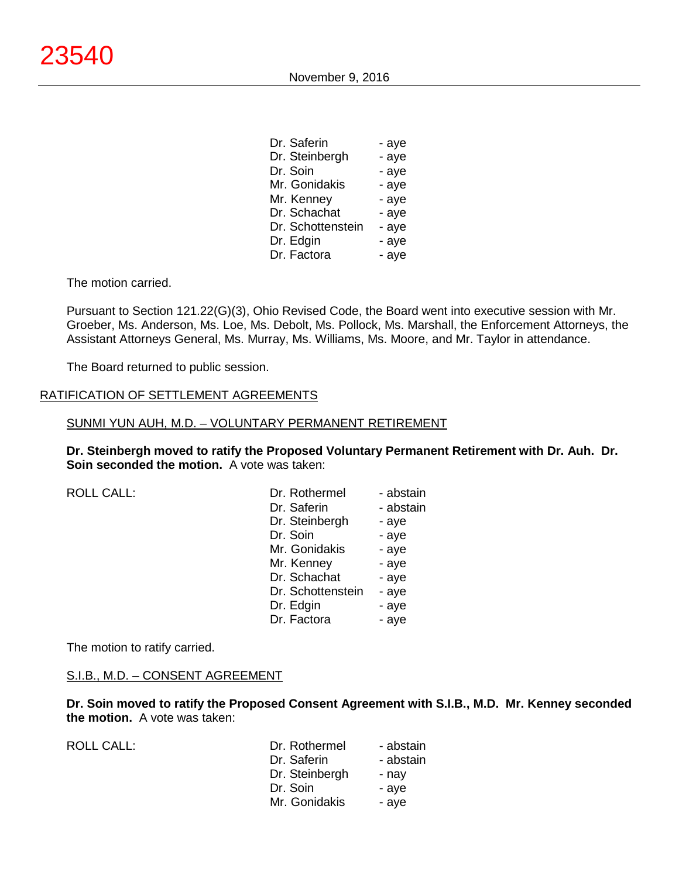| | |
|---|---|
| Dr. Saferin | - aye |
| Dr. Steinbergh | - aye |
| Dr. Soin | - aye |
| Mr. Gonidakis | - aye |
| Mr. Kenney | - aye |
| Dr. Schachat | - aye |
| Dr. Schottenstein | - aye |
| Dr. Edgin | - aye |
| Dr. Factora | - aye |

The motion carried.

Pursuant to Section 121.22(G)(3), Ohio Revised Code, the Board went into executive session with Mr. Groeber, Ms. Anderson, Ms. Loe, Ms. Debolt, Ms. Pollock, Ms. Marshall, the Enforcement Attorneys, the Assistant Attorneys General, Ms. Murray, Ms. Williams, Ms. Moore, and Mr. Taylor in attendance.

The Board returned to public session.

RATIFICATION OF SETTLEMENT AGREEMENTS

SUNMI YUN AUH, M.D. – VOLUNTARY PERMANENT RETIREMENT

**Dr. Steinbergh moved to ratify the Proposed Voluntary Permanent Retirement with Dr. Auh. Dr. Soin seconded the motion.** A vote was taken:

| ROLL CALL: | | |
|---|---|---|
| | Dr. Rothermel | - abstain |
| | Dr. Saferin | - abstain |
| | Dr. Steinbergh | - aye |
| | Dr. Soin | - aye |
| | Mr. Gonidakis | - aye |
| | Mr. Kenney | - aye |
| | Dr. Schachat | - aye |
| | Dr. Schottenstein | - aye |
| | Dr. Edgin | - aye |
| | Dr. Factora | - aye |

The motion to ratify carried.

S.I.B., M.D. – CONSENT AGREEMENT

**Dr. Soin moved to ratify the Proposed Consent Agreement with S.I.B., M.D. Mr. Kenney seconded the motion.** A vote was taken:

| ROLL CALL: | | |
|---|---|---|
| | Dr. Rothermel | - abstain |
| | Dr. Saferin | - abstain |
| | Dr. Steinbergh | - nay |
| | Dr. Soin | - aye |
| | Mr. Gonidakis | - aye |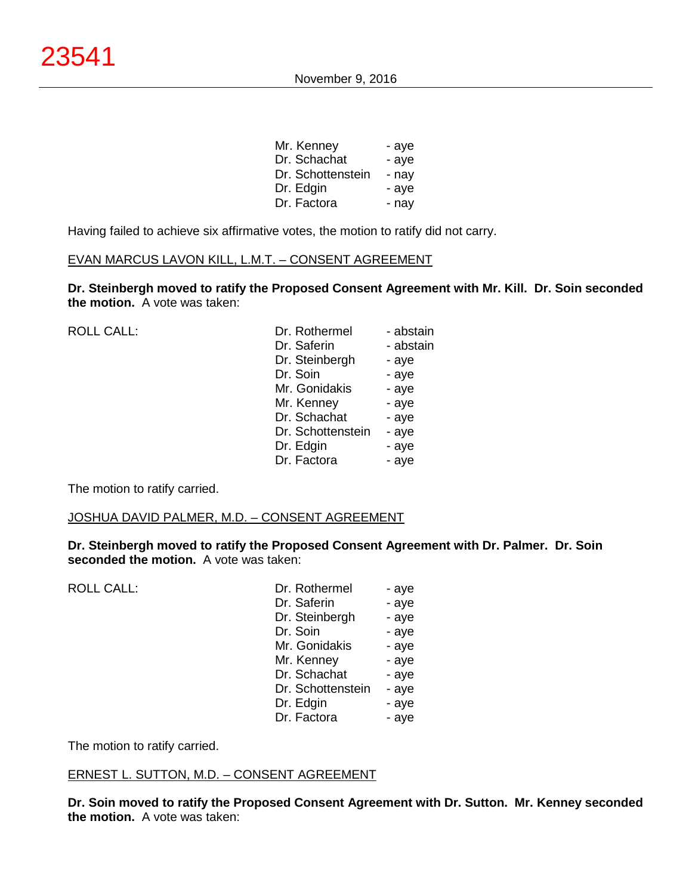| | |
|---|---|
| Mr. Kenney | - aye |
| Dr. Schachat | - aye |
| Dr. Schottenstein | - nay |
| Dr. Edgin | - aye |
| Dr. Factora | - nay |

Having failed to achieve six affirmative votes, the motion to ratify did not carry.

EVAN MARCUS LAVON KILL, L.M.T. – CONSENT AGREEMENT

**Dr. Steinbergh moved to ratify the Proposed Consent Agreement with Mr. Kill. Dr. Soin seconded the motion.** A vote was taken:

| ROLL CALL: | | |
|---|---|---|
| | Dr. Rothermel | - abstain |
| | Dr. Saferin | - abstain |
| | Dr. Steinbergh | - aye |
| | Dr. Soin | - aye |
| | Mr. Gonidakis | - aye |
| | Mr. Kenney | - aye |
| | Dr. Schachat | - aye |
| | Dr. Schottenstein | - aye |
| | Dr. Edgin | - aye |
| | Dr. Factora | - aye |

The motion to ratify carried.

JOSHUA DAVID PALMER, M.D. – CONSENT AGREEMENT

**Dr. Steinbergh moved to ratify the Proposed Consent Agreement with Dr. Palmer. Dr. Soin seconded the motion.** A vote was taken:

| ROLL CALL: | | |
|---|---|---|
| | Dr. Rothermel | - aye |
| | Dr. Saferin | - aye |
| | Dr. Steinbergh | - aye |
| | Dr. Soin | - aye |
| | Mr. Gonidakis | - aye |
| | Mr. Kenney | - aye |
| | Dr. Schachat | - aye |
| | Dr. Schottenstein | - aye |
| | Dr. Edgin | - aye |
| | Dr. Factora | - aye |

The motion to ratify carried.

ERNEST L. SUTTON, M.D. – CONSENT AGREEMENT

**Dr. Soin moved to ratify the Proposed Consent Agreement with Dr. Sutton. Mr. Kenney seconded the motion.** A vote was taken: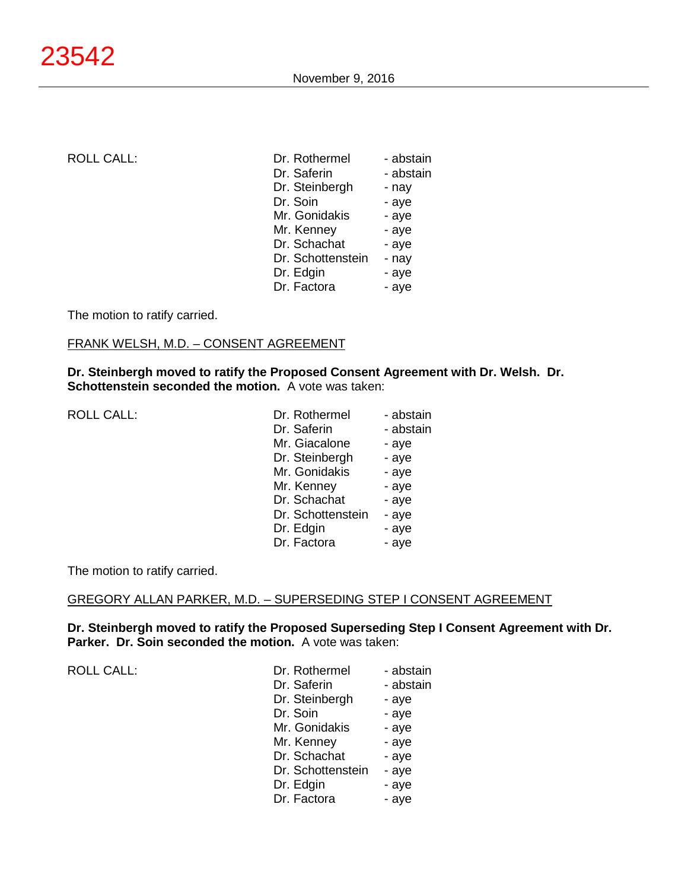ROLL CALL:

| | |
|---|---|
| Dr. Rothermel | - abstain |
| Dr. Saferin | - abstain |
| Dr. Steinbergh | - nay |
| Dr. Soin | - aye |
| Mr. Gonidakis | - aye |
| Mr. Kenney | - aye |
| Dr. Schachat | - aye |
| Dr. Schottenstein | - nay |
| Dr. Edgin | - aye |
| Dr. Factora | - aye |

The motion to ratify carried.

FRANK WELSH, M.D. – CONSENT AGREEMENT

**Dr. Steinbergh moved to ratify the Proposed Consent Agreement with Dr. Welsh. Dr. Schottenstein seconded the motion.** A vote was taken:

ROLL CALL:

| | |
|---|---|
| Dr. Rothermel | - abstain |
| Dr. Saferin | - abstain |
| Mr. Giacalone | - aye |
| Dr. Steinbergh | - aye |
| Mr. Gonidakis | - aye |
| Mr. Kenney | - aye |
| Dr. Schachat | - aye |
| Dr. Schottenstein | - aye |
| Dr. Edgin | - aye |
| Dr. Factora | - aye |

The motion to ratify carried.

GREGORY ALLAN PARKER, M.D. – SUPERSEDING STEP I CONSENT AGREEMENT

**Dr. Steinbergh moved to ratify the Proposed Superseding Step I Consent Agreement with Dr. Parker. Dr. Soin seconded the motion.** A vote was taken:

ROLL CALL:

| | |
|---|---|
| Dr. Rothermel | - abstain |
| Dr. Saferin | - abstain |
| Dr. Steinbergh | - aye |
| Dr. Soin | - aye |
| Mr. Gonidakis | - aye |
| Mr. Kenney | - aye |
| Dr. Schachat | - aye |
| Dr. Schottenstein | - aye |
| Dr. Edgin | - aye |
| Dr. Factora | - aye |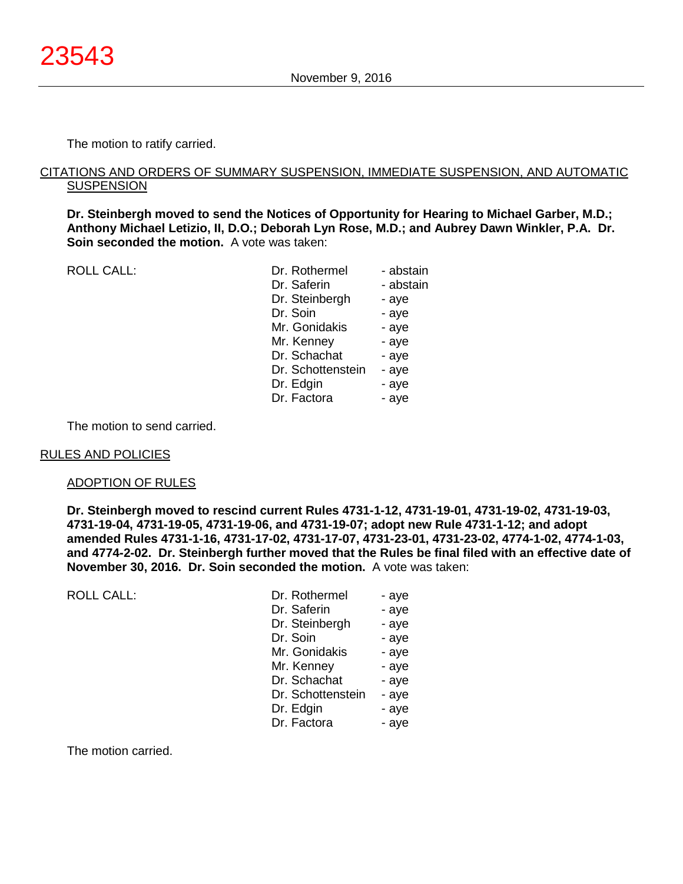The motion to ratify carried.

CITATIONS AND ORDERS OF SUMMARY SUSPENSION, IMMEDIATE SUSPENSION, AND AUTOMATIC SUSPENSION

**Dr. Steinbergh moved to send the Notices of Opportunity for Hearing to Michael Garber, M.D.; Anthony Michael Letizio, II, D.O.; Deborah Lyn Rose, M.D.; and Aubrey Dawn Winkler, P.A. Dr. Soin seconded the motion.** A vote was taken:

| ROLL CALL: | | |
|---|---|---|
| | Dr. Rothermel | - abstain |
| | Dr. Saferin | - abstain |
| | Dr. Steinbergh | - aye |
| | Dr. Soin | - aye |
| | Mr. Gonidakis | - aye |
| | Mr. Kenney | - aye |
| | Dr. Schachat | - aye |
| | Dr. Schottenstein | - aye |
| | Dr. Edgin | - aye |
| | Dr. Factora | - aye |

The motion to send carried.

RULES AND POLICIES

ADOPTION OF RULES

**Dr. Steinbergh moved to rescind current Rules 4731-1-12, 4731-19-01, 4731-19-02, 4731-19-03, 4731-19-04, 4731-19-05, 4731-19-06, and 4731-19-07; adopt new Rule 4731-1-12; and adopt amended Rules 4731-1-16, 4731-17-02, 4731-17-07, 4731-23-01, 4731-23-02, 4774-1-02, 4774-1-03, and 4774-2-02. Dr. Steinbergh further moved that the Rules be final filed with an effective date of November 30, 2016. Dr. Soin seconded the motion.** A vote was taken:

| ROLL CALL: | | |
|---|---|---|
| | Dr. Rothermel | - aye |
| | Dr. Saferin | - aye |
| | Dr. Steinbergh | - aye |
| | Dr. Soin | - aye |
| | Mr. Gonidakis | - aye |
| | Mr. Kenney | - aye |
| | Dr. Schachat | - aye |
| | Dr. Schottenstein | - aye |
| | Dr. Edgin | - aye |
| | Dr. Factora | - aye |

The motion carried.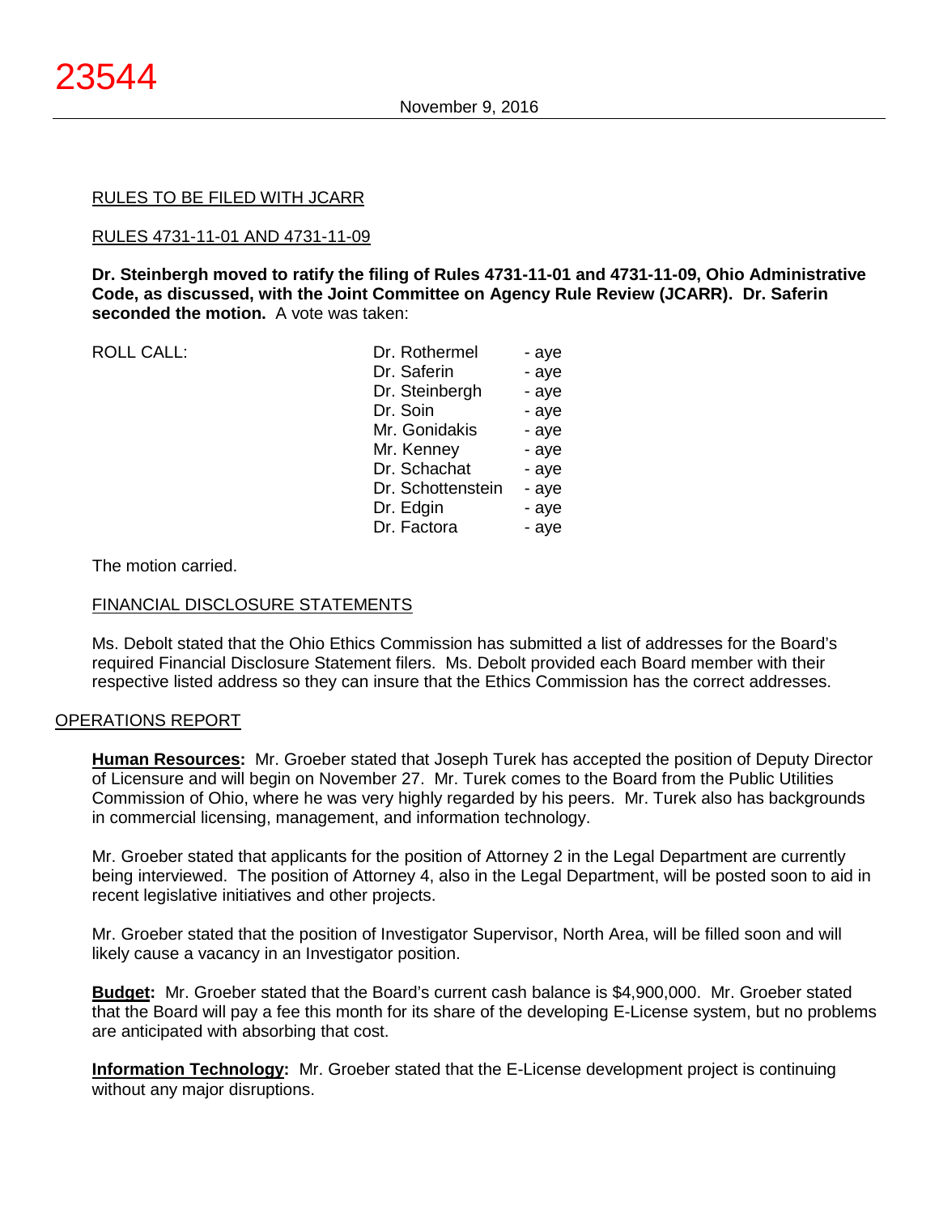RULES TO BE FILED WITH JCARR

RULES 4731-11-01 AND 4731-11-09

**Dr. Steinbergh moved to ratify the filing of Rules 4731-11-01 and 4731-11-09, Ohio Administrative Code, as discussed, with the Joint Committee on Agency Rule Review (JCARR). Dr. Saferin seconded the motion.** A vote was taken:

| ROLL CALL: | | |
|---|---|---|
| | Dr. Rothermel | - aye |
| | Dr. Saferin | - aye |
| | Dr. Steinbergh | - aye |
| | Dr. Soin | - aye |
| | Mr. Gonidakis | - aye |
| | Mr. Kenney | - aye |
| | Dr. Schachat | - aye |
| | Dr. Schottenstein | - aye |
| | Dr. Edgin | - aye |
| | Dr. Factora | - aye |

The motion carried.

FINANCIAL DISCLOSURE STATEMENTS

Ms. Debolt stated that the Ohio Ethics Commission has submitted a list of addresses for the Board's required Financial Disclosure Statement filers. Ms. Debolt provided each Board member with their respective listed address so they can insure that the Ethics Commission has the correct addresses.

## OPERATIONS REPORT

**Human Resources:** Mr. Groeber stated that Joseph Turek has accepted the position of Deputy Director of Licensure and will begin on November 27. Mr. Turek comes to the Board from the Public Utilities Commission of Ohio, where he was very highly regarded by his peers. Mr. Turek also has backgrounds in commercial licensing, management, and information technology.

Mr. Groeber stated that applicants for the position of Attorney 2 in the Legal Department are currently being interviewed. The position of Attorney 4, also in the Legal Department, will be posted soon to aid in recent legislative initiatives and other projects.

Mr. Groeber stated that the position of Investigator Supervisor, North Area, will be filled soon and will likely cause a vacancy in an Investigator position.

**Budget:** Mr. Groeber stated that the Board's current cash balance is $4,900,000. Mr. Groeber stated that the Board will pay a fee this month for its share of the developing E-License system, but no problems are anticipated with absorbing that cost.

**Information Technology:** Mr. Groeber stated that the E-License development project is continuing without any major disruptions.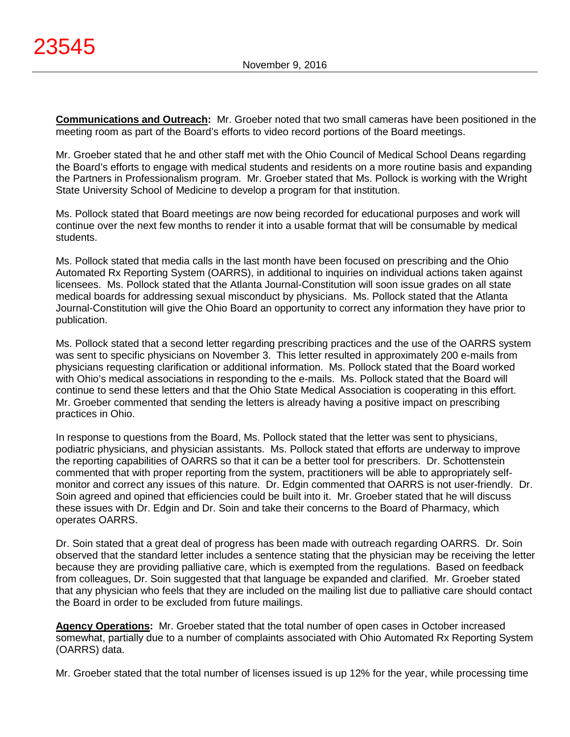**Communications and Outreach:** Mr. Groeber noted that two small cameras have been positioned in the meeting room as part of the Board's efforts to video record portions of the Board meetings.

Mr. Groeber stated that he and other staff met with the Ohio Council of Medical School Deans regarding the Board's efforts to engage with medical students and residents on a more routine basis and expanding the Partners in Professionalism program. Mr. Groeber stated that Ms. Pollock is working with the Wright State University School of Medicine to develop a program for that institution.

Ms. Pollock stated that Board meetings are now being recorded for educational purposes and work will continue over the next few months to render it into a usable format that will be consumable by medical students.

Ms. Pollock stated that media calls in the last month have been focused on prescribing and the Ohio Automated Rx Reporting System (OARRS), in additional to inquiries on individual actions taken against licensees. Ms. Pollock stated that the Atlanta Journal-Constitution will soon issue grades on all state medical boards for addressing sexual misconduct by physicians. Ms. Pollock stated that the Atlanta Journal-Constitution will give the Ohio Board an opportunity to correct any information they have prior to publication.

Ms. Pollock stated that a second letter regarding prescribing practices and the use of the OARRS system was sent to specific physicians on November 3. This letter resulted in approximately 200 e-mails from physicians requesting clarification or additional information. Ms. Pollock stated that the Board worked with Ohio's medical associations in responding to the e-mails. Ms. Pollock stated that the Board will continue to send these letters and that the Ohio State Medical Association is cooperating in this effort. Mr. Groeber commented that sending the letters is already having a positive impact on prescribing practices in Ohio.

In response to questions from the Board, Ms. Pollock stated that the letter was sent to physicians, podiatric physicians, and physician assistants. Ms. Pollock stated that efforts are underway to improve the reporting capabilities of OARRS so that it can be a better tool for prescribers. Dr. Schottenstein commented that with proper reporting from the system, practitioners will be able to appropriately self-monitor and correct any issues of this nature. Dr. Edgin commented that OARRS is not user-friendly. Dr. Soin agreed and opined that efficiencies could be built into it. Mr. Groeber stated that he will discuss these issues with Dr. Edgin and Dr. Soin and take their concerns to the Board of Pharmacy, which operates OARRS.

Dr. Soin stated that a great deal of progress has been made with outreach regarding OARRS. Dr. Soin observed that the standard letter includes a sentence stating that the physician may be receiving the letter because they are providing palliative care, which is exempted from the regulations. Based on feedback from colleagues, Dr. Soin suggested that that language be expanded and clarified. Mr. Groeber stated that any physician who feels that they are included on the mailing list due to palliative care should contact the Board in order to be excluded from future mailings.

**Agency Operations:** Mr. Groeber stated that the total number of open cases in October increased somewhat, partially due to a number of complaints associated with Ohio Automated Rx Reporting System (OARRS) data.

Mr. Groeber stated that the total number of licenses issued is up 12% for the year, while processing time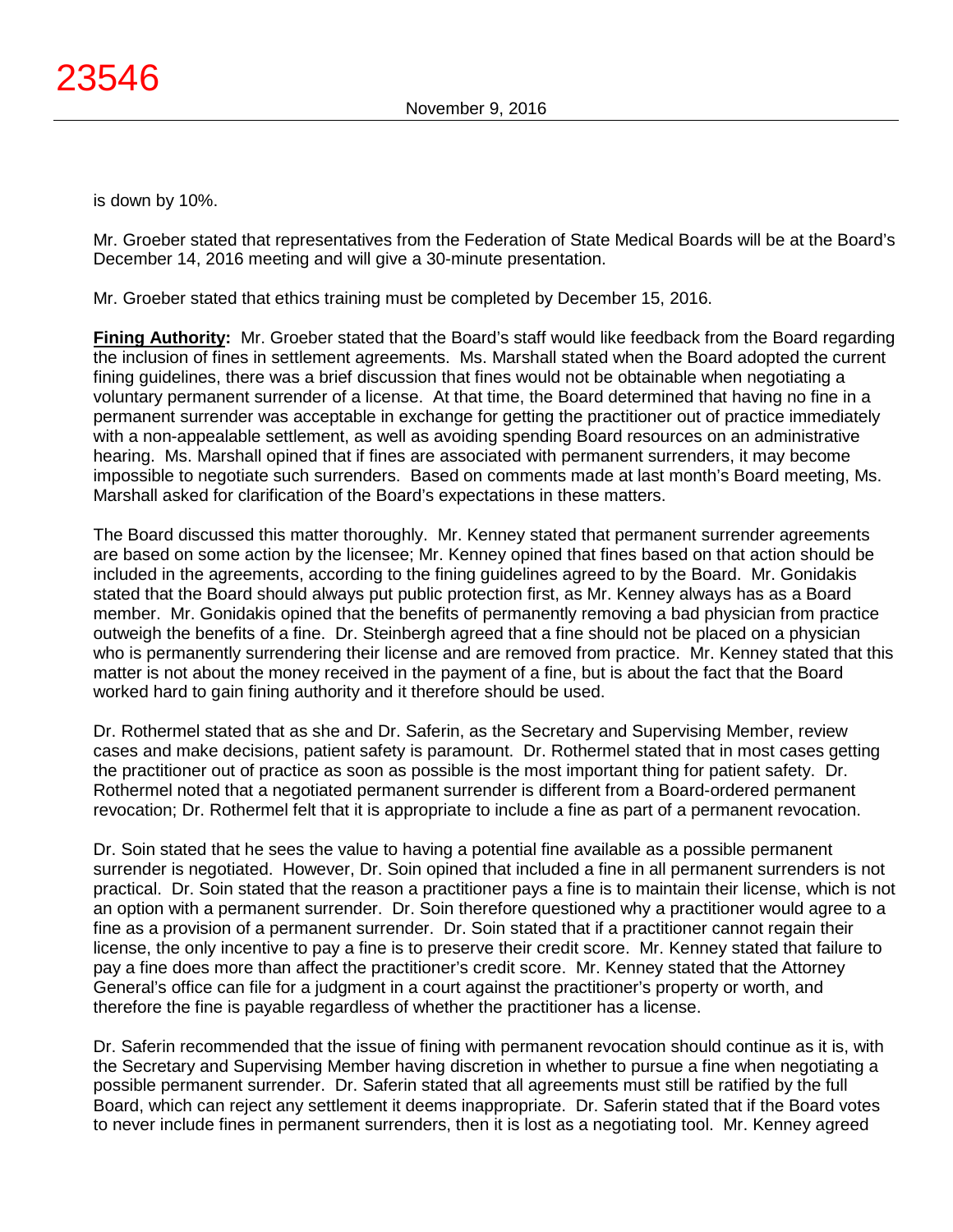is down by 10%.

Mr. Groeber stated that representatives from the Federation of State Medical Boards will be at the Board's December 14, 2016 meeting and will give a 30-minute presentation.

Mr. Groeber stated that ethics training must be completed by December 15, 2016.

**Fining Authority:** Mr. Groeber stated that the Board's staff would like feedback from the Board regarding the inclusion of fines in settlement agreements. Ms. Marshall stated when the Board adopted the current fining guidelines, there was a brief discussion that fines would not be obtainable when negotiating a voluntary permanent surrender of a license. At that time, the Board determined that having no fine in a permanent surrender was acceptable in exchange for getting the practitioner out of practice immediately with a non-appealable settlement, as well as avoiding spending Board resources on an administrative hearing. Ms. Marshall opined that if fines are associated with permanent surrenders, it may become impossible to negotiate such surrenders. Based on comments made at last month's Board meeting, Ms. Marshall asked for clarification of the Board's expectations in these matters.

The Board discussed this matter thoroughly. Mr. Kenney stated that permanent surrender agreements are based on some action by the licensee; Mr. Kenney opined that fines based on that action should be included in the agreements, according to the fining guidelines agreed to by the Board. Mr. Gonidakis stated that the Board should always put public protection first, as Mr. Kenney always has as a Board member. Mr. Gonidakis opined that the benefits of permanently removing a bad physician from practice outweigh the benefits of a fine. Dr. Steinbergh agreed that a fine should not be placed on a physician who is permanently surrendering their license and are removed from practice. Mr. Kenney stated that this matter is not about the money received in the payment of a fine, but is about the fact that the Board worked hard to gain fining authority and it therefore should be used.

Dr. Rothermel stated that as she and Dr. Saferin, as the Secretary and Supervising Member, review cases and make decisions, patient safety is paramount. Dr. Rothermel stated that in most cases getting the practitioner out of practice as soon as possible is the most important thing for patient safety. Dr. Rothermel noted that a negotiated permanent surrender is different from a Board-ordered permanent revocation; Dr. Rothermel felt that it is appropriate to include a fine as part of a permanent revocation.

Dr. Soin stated that he sees the value to having a potential fine available as a possible permanent surrender is negotiated. However, Dr. Soin opined that included a fine in all permanent surrenders is not practical. Dr. Soin stated that the reason a practitioner pays a fine is to maintain their license, which is not an option with a permanent surrender. Dr. Soin therefore questioned why a practitioner would agree to a fine as a provision of a permanent surrender. Dr. Soin stated that if a practitioner cannot regain their license, the only incentive to pay a fine is to preserve their credit score. Mr. Kenney stated that failure to pay a fine does more than affect the practitioner's credit score. Mr. Kenney stated that the Attorney General's office can file for a judgment in a court against the practitioner's property or worth, and therefore the fine is payable regardless of whether the practitioner has a license.

Dr. Saferin recommended that the issue of fining with permanent revocation should continue as it is, with the Secretary and Supervising Member having discretion in whether to pursue a fine when negotiating a possible permanent surrender. Dr. Saferin stated that all agreements must still be ratified by the full Board, which can reject any settlement it deems inappropriate. Dr. Saferin stated that if the Board votes to never include fines in permanent surrenders, then it is lost as a negotiating tool. Mr. Kenney agreed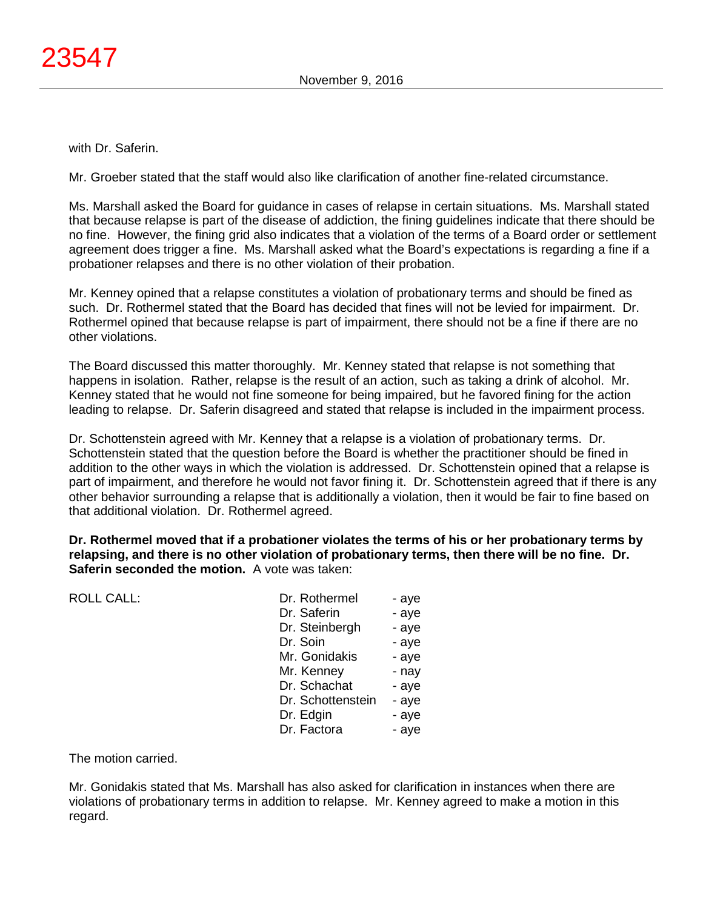with Dr. Saferin.

Mr. Groeber stated that the staff would also like clarification of another fine-related circumstance.

Ms. Marshall asked the Board for guidance in cases of relapse in certain situations. Ms. Marshall stated that because relapse is part of the disease of addiction, the fining guidelines indicate that there should be no fine. However, the fining grid also indicates that a violation of the terms of a Board order or settlement agreement does trigger a fine. Ms. Marshall asked what the Board's expectations is regarding a fine if a probationer relapses and there is no other violation of their probation.

Mr. Kenney opined that a relapse constitutes a violation of probationary terms and should be fined as such. Dr. Rothermel stated that the Board has decided that fines will not be levied for impairment. Dr. Rothermel opined that because relapse is part of impairment, there should not be a fine if there are no other violations.

The Board discussed this matter thoroughly. Mr. Kenney stated that relapse is not something that happens in isolation. Rather, relapse is the result of an action, such as taking a drink of alcohol. Mr. Kenney stated that he would not fine someone for being impaired, but he favored fining for the action leading to relapse. Dr. Saferin disagreed and stated that relapse is included in the impairment process.

Dr. Schottenstein agreed with Mr. Kenney that a relapse is a violation of probationary terms. Dr. Schottenstein stated that the question before the Board is whether the practitioner should be fined in addition to the other ways in which the violation is addressed. Dr. Schottenstein opined that a relapse is part of impairment, and therefore he would not favor fining it. Dr. Schottenstein agreed that if there is any other behavior surrounding a relapse that is additionally a violation, then it would be fair to fine based on that additional violation. Dr. Rothermel agreed.

**Dr. Rothermel moved that if a probationer violates the terms of his or her probationary terms by relapsing, and there is no other violation of probationary terms, then there will be no fine. Dr. Saferin seconded the motion.** A vote was taken:

| ROLL CALL: | Dr. Rothermel | - aye |
|---|---|---|
| | Dr. Saferin | - aye |
| | Dr. Steinbergh | - aye |
| | Dr. Soin | - aye |
| | Mr. Gonidakis | - aye |
| | Mr. Kenney | - nay |
| | Dr. Schachat | - aye |
| | Dr. Schottenstein | - aye |
| | Dr. Edgin | - aye |
| | Dr. Factora | - aye |

The motion carried.

Mr. Gonidakis stated that Ms. Marshall has also asked for clarification in instances when there are violations of probationary terms in addition to relapse. Mr. Kenney agreed to make a motion in this regard.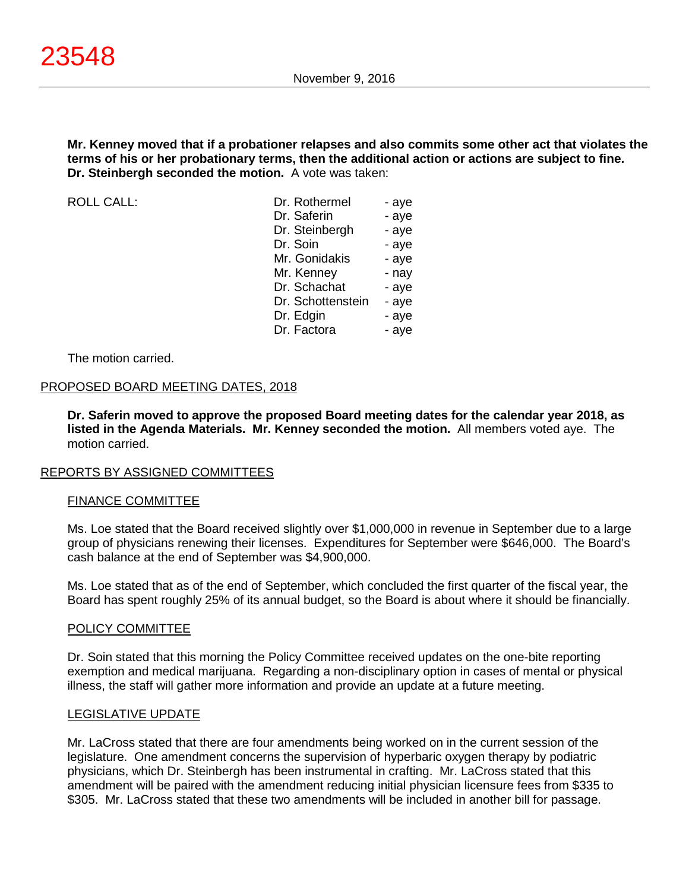**Mr. Kenney moved that if a probationer relapses and also commits some other act that violates the terms of his or her probationary terms, then the additional action or actions are subject to fine. Dr. Steinbergh seconded the motion.** A vote was taken:

| ROLL CALL: | Dr. Rothermel | - aye |
|---|---|---|
| | Dr. Saferin | - aye |
| | Dr. Steinbergh | - aye |
| | Dr. Soin | - aye |
| | Mr. Gonidakis | - aye |
| | Mr. Kenney | - nay |
| | Dr. Schachat | - aye |
| | Dr. Schottenstein | - aye |
| | Dr. Edgin | - aye |
| | Dr. Factora | - aye |

The motion carried.

## PROPOSED BOARD MEETING DATES, 2018

**Dr. Saferin moved to approve the proposed Board meeting dates for the calendar year 2018, as listed in the Agenda Materials. Mr. Kenney seconded the motion.** All members voted aye. The motion carried.

## REPORTS BY ASSIGNED COMMITTEES

### FINANCE COMMITTEE

Ms. Loe stated that the Board received slightly over $1,000,000 in revenue in September due to a large group of physicians renewing their licenses. Expenditures for September were $646,000. The Board's cash balance at the end of September was $4,900,000.

Ms. Loe stated that as of the end of September, which concluded the first quarter of the fiscal year, the Board has spent roughly 25% of its annual budget, so the Board is about where it should be financially.

### POLICY COMMITTEE

Dr. Soin stated that this morning the Policy Committee received updates on the one-bite reporting exemption and medical marijuana. Regarding a non-disciplinary option in cases of mental or physical illness, the staff will gather more information and provide an update at a future meeting.

### LEGISLATIVE UPDATE

Mr. LaCross stated that there are four amendments being worked on in the current session of the legislature. One amendment concerns the supervision of hyperbaric oxygen therapy by podiatric physicians, which Dr. Steinbergh has been instrumental in crafting. Mr. LaCross stated that this amendment will be paired with the amendment reducing initial physician licensure fees from $335 to $305. Mr. LaCross stated that these two amendments will be included in another bill for passage.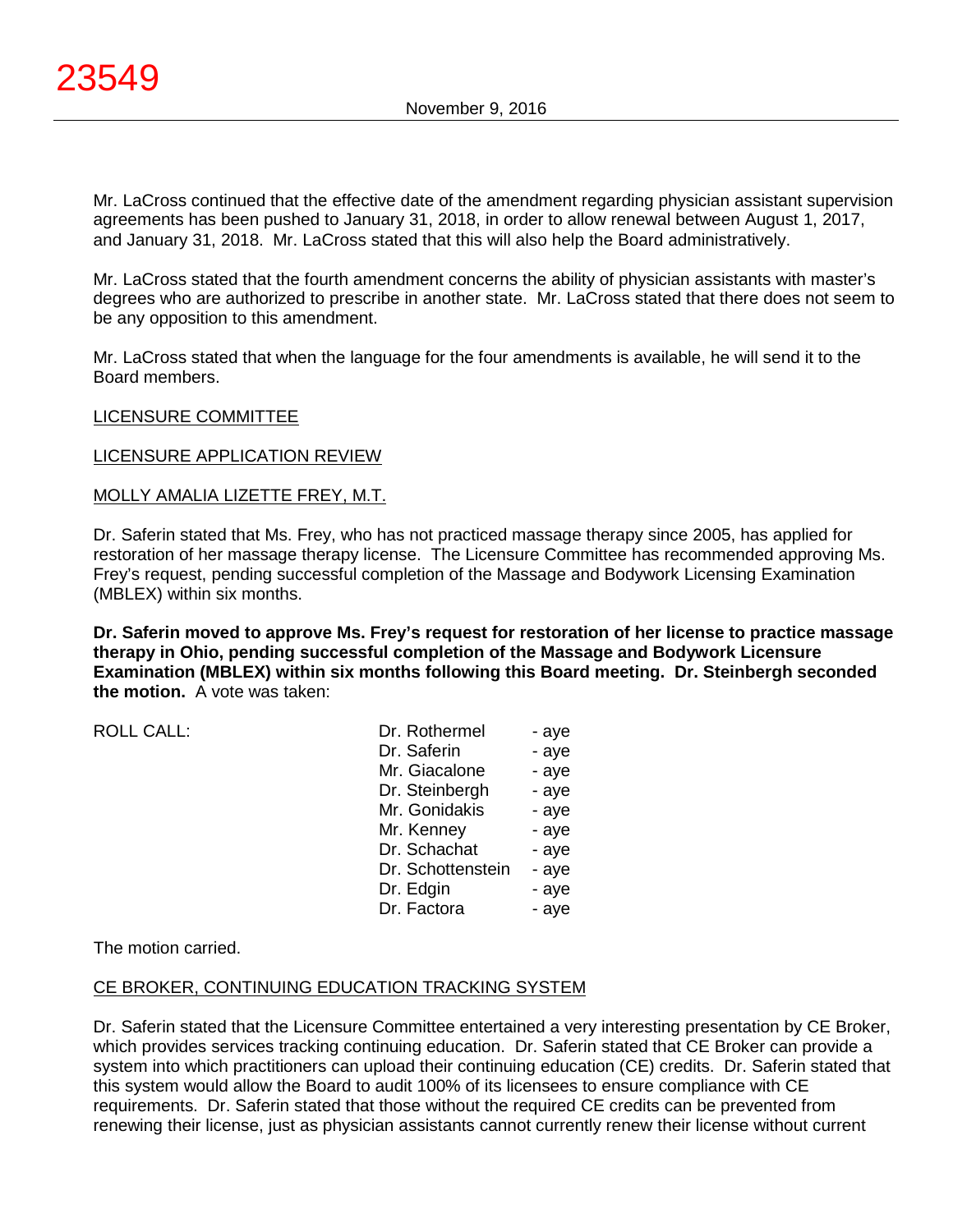Mr. LaCross continued that the effective date of the amendment regarding physician assistant supervision agreements has been pushed to January 31, 2018, in order to allow renewal between August 1, 2017, and January 31, 2018. Mr. LaCross stated that this will also help the Board administratively.

Mr. LaCross stated that the fourth amendment concerns the ability of physician assistants with master's degrees who are authorized to prescribe in another state. Mr. LaCross stated that there does not seem to be any opposition to this amendment.

Mr. LaCross stated that when the language for the four amendments is available, he will send it to the Board members.

LICENSURE COMMITTEE

LICENSURE APPLICATION REVIEW

MOLLY AMALIA LIZETTE FREY, M.T.

Dr. Saferin stated that Ms. Frey, who has not practiced massage therapy since 2005, has applied for restoration of her massage therapy license. The Licensure Committee has recommended approving Ms. Frey's request, pending successful completion of the Massage and Bodywork Licensing Examination (MBLEX) within six months.

**Dr. Saferin moved to approve Ms. Frey's request for restoration of her license to practice massage therapy in Ohio, pending successful completion of the Massage and Bodywork Licensure Examination (MBLEX) within six months following this Board meeting. Dr. Steinbergh seconded the motion.** A vote was taken:

| ROLL CALL: | | |
|---|---|---|
| | Dr. Rothermel | - aye |
| | Dr. Saferin | - aye |
| | Mr. Giacalone | - aye |
| | Dr. Steinbergh | - aye |
| | Mr. Gonidakis | - aye |
| | Mr. Kenney | - aye |
| | Dr. Schachat | - aye |
| | Dr. Schottenstein | - aye |
| | Dr. Edgin | - aye |
| | Dr. Factora | - aye |

The motion carried.

CE BROKER, CONTINUING EDUCATION TRACKING SYSTEM

Dr. Saferin stated that the Licensure Committee entertained a very interesting presentation by CE Broker, which provides services tracking continuing education. Dr. Saferin stated that CE Broker can provide a system into which practitioners can upload their continuing education (CE) credits. Dr. Saferin stated that this system would allow the Board to audit 100% of its licensees to ensure compliance with CE requirements. Dr. Saferin stated that those without the required CE credits can be prevented from renewing their license, just as physician assistants cannot currently renew their license without current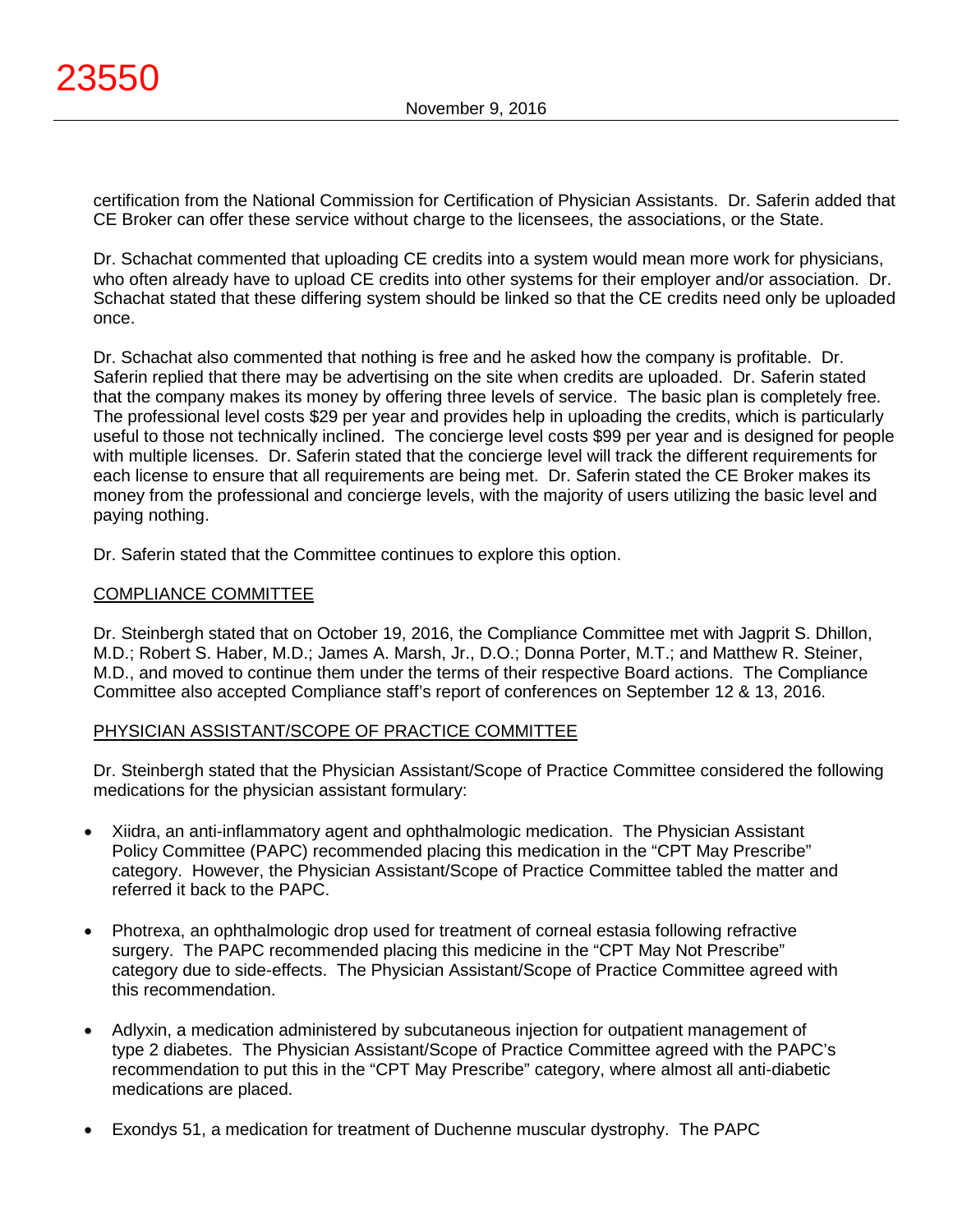certification from the National Commission for Certification of Physician Assistants. Dr. Saferin added that CE Broker can offer these service without charge to the licensees, the associations, or the State.

Dr. Schachat commented that uploading CE credits into a system would mean more work for physicians, who often already have to upload CE credits into other systems for their employer and/or association. Dr. Schachat stated that these differing system should be linked so that the CE credits need only be uploaded once.

Dr. Schachat also commented that nothing is free and he asked how the company is profitable. Dr. Saferin replied that there may be advertising on the site when credits are uploaded. Dr. Saferin stated that the company makes its money by offering three levels of service. The basic plan is completely free. The professional level costs $29 per year and provides help in uploading the credits, which is particularly useful to those not technically inclined. The concierge level costs $99 per year and is designed for people with multiple licenses. Dr. Saferin stated that the concierge level will track the different requirements for each license to ensure that all requirements are being met. Dr. Saferin stated the CE Broker makes its money from the professional and concierge levels, with the majority of users utilizing the basic level and paying nothing.

Dr. Saferin stated that the Committee continues to explore this option.

## COMPLIANCE COMMITTEE

Dr. Steinbergh stated that on October 19, 2016, the Compliance Committee met with Jagprit S. Dhillon, M.D.; Robert S. Haber, M.D.; James A. Marsh, Jr., D.O.; Donna Porter, M.T.; and Matthew R. Steiner, M.D., and moved to continue them under the terms of their respective Board actions. The Compliance Committee also accepted Compliance staff's report of conferences on September 12 & 13, 2016.

## PHYSICIAN ASSISTANT/SCOPE OF PRACTICE COMMITTEE

Dr. Steinbergh stated that the Physician Assistant/Scope of Practice Committee considered the following medications for the physician assistant formulary:

- Xiidra, an anti-inflammatory agent and ophthalmologic medication. The Physician Assistant Policy Committee (PAPC) recommended placing this medication in the "CPT May Prescribe" category. However, the Physician Assistant/Scope of Practice Committee tabled the matter and referred it back to the PAPC.
- Photrexa, an ophthalmologic drop used for treatment of corneal estasia following refractive surgery. The PAPC recommended placing this medicine in the "CPT May Not Prescribe" category due to side-effects. The Physician Assistant/Scope of Practice Committee agreed with this recommendation.
- Adlyxin, a medication administered by subcutaneous injection for outpatient management of type 2 diabetes. The Physician Assistant/Scope of Practice Committee agreed with the PAPC's recommendation to put this in the "CPT May Prescribe" category, where almost all anti-diabetic medications are placed.
- Exondys 51, a medication for treatment of Duchenne muscular dystrophy. The PAPC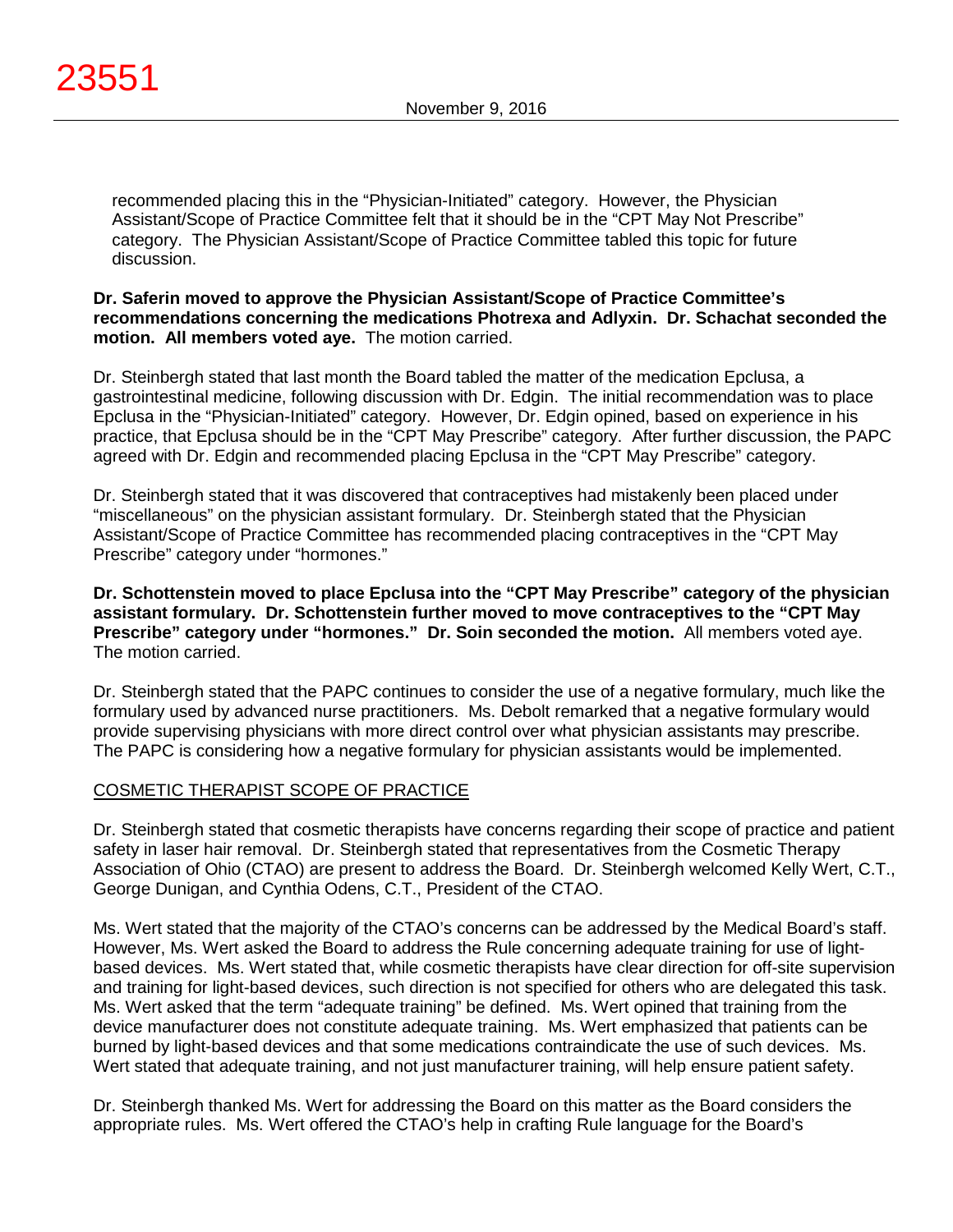recommended placing this in the "Physician-Initiated" category. However, the Physician Assistant/Scope of Practice Committee felt that it should be in the "CPT May Not Prescribe" category. The Physician Assistant/Scope of Practice Committee tabled this topic for future discussion.

**Dr. Saferin moved to approve the Physician Assistant/Scope of Practice Committee's recommendations concerning the medications Photrexa and Adlyxin. Dr. Schachat seconded the motion. All members voted aye.** The motion carried.

Dr. Steinbergh stated that last month the Board tabled the matter of the medication Epclusa, a gastrointestinal medicine, following discussion with Dr. Edgin. The initial recommendation was to place Epclusa in the "Physician-Initiated" category. However, Dr. Edgin opined, based on experience in his practice, that Epclusa should be in the "CPT May Prescribe" category. After further discussion, the PAPC agreed with Dr. Edgin and recommended placing Epclusa in the "CPT May Prescribe" category.

Dr. Steinbergh stated that it was discovered that contraceptives had mistakenly been placed under "miscellaneous" on the physician assistant formulary. Dr. Steinbergh stated that the Physician Assistant/Scope of Practice Committee has recommended placing contraceptives in the "CPT May Prescribe" category under "hormones."

**Dr. Schottenstein moved to place Epclusa into the "CPT May Prescribe" category of the physician assistant formulary. Dr. Schottenstein further moved to move contraceptives to the "CPT May Prescribe" category under "hormones." Dr. Soin seconded the motion.** All members voted aye. The motion carried.

Dr. Steinbergh stated that the PAPC continues to consider the use of a negative formulary, much like the formulary used by advanced nurse practitioners. Ms. Debolt remarked that a negative formulary would provide supervising physicians with more direct control over what physician assistants may prescribe. The PAPC is considering how a negative formulary for physician assistants would be implemented.

COSMETIC THERAPIST SCOPE OF PRACTICE

Dr. Steinbergh stated that cosmetic therapists have concerns regarding their scope of practice and patient safety in laser hair removal. Dr. Steinbergh stated that representatives from the Cosmetic Therapy Association of Ohio (CTAO) are present to address the Board. Dr. Steinbergh welcomed Kelly Wert, C.T., George Dunigan, and Cynthia Odens, C.T., President of the CTAO.

Ms. Wert stated that the majority of the CTAO's concerns can be addressed by the Medical Board's staff. However, Ms. Wert asked the Board to address the Rule concerning adequate training for use of light-based devices. Ms. Wert stated that, while cosmetic therapists have clear direction for off-site supervision and training for light-based devices, such direction is not specified for others who are delegated this task. Ms. Wert asked that the term "adequate training" be defined. Ms. Wert opined that training from the device manufacturer does not constitute adequate training. Ms. Wert emphasized that patients can be burned by light-based devices and that some medications contraindicate the use of such devices. Ms. Wert stated that adequate training, and not just manufacturer training, will help ensure patient safety.

Dr. Steinbergh thanked Ms. Wert for addressing the Board on this matter as the Board considers the appropriate rules. Ms. Wert offered the CTAO's help in crafting Rule language for the Board's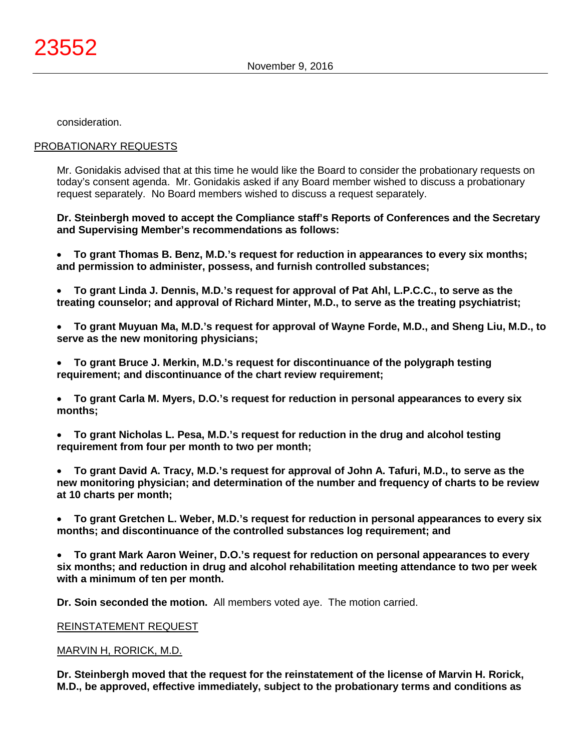consideration.

PROBATIONARY REQUESTS

Mr. Gonidakis advised that at this time he would like the Board to consider the probationary requests on today's consent agenda. Mr. Gonidakis asked if any Board member wished to discuss a probationary request separately. No Board members wished to discuss a request separately.

**Dr. Steinbergh moved to accept the Compliance staff's Reports of Conferences and the Secretary and Supervising Member's recommendations as follows:**

- **To grant Thomas B. Benz, M.D.'s request for reduction in appearances to every six months; and permission to administer, possess, and furnish controlled substances;**
- **To grant Linda J. Dennis, M.D.'s request for approval of Pat Ahl, L.P.C.C., to serve as the treating counselor; and approval of Richard Minter, M.D., to serve as the treating psychiatrist;**
- **To grant Muyuan Ma, M.D.'s request for approval of Wayne Forde, M.D., and Sheng Liu, M.D., to serve as the new monitoring physicians;**
- **To grant Bruce J. Merkin, M.D.'s request for discontinuance of the polygraph testing requirement; and discontinuance of the chart review requirement;**
- **To grant Carla M. Myers, D.O.'s request for reduction in personal appearances to every six months;**
- **To grant Nicholas L. Pesa, M.D.'s request for reduction in the drug and alcohol testing requirement from four per month to two per month;**
- **To grant David A. Tracy, M.D.'s request for approval of John A. Tafuri, M.D., to serve as the new monitoring physician; and determination of the number and frequency of charts to be review at 10 charts per month;**
- **To grant Gretchen L. Weber, M.D.'s request for reduction in personal appearances to every six months; and discontinuance of the controlled substances log requirement; and**
- **To grant Mark Aaron Weiner, D.O.'s request for reduction on personal appearances to every six months; and reduction in drug and alcohol rehabilitation meeting attendance to two per week with a minimum of ten per month.**

**Dr. Soin seconded the motion.** All members voted aye. The motion carried.

REINSTATEMENT REQUEST

MARVIN H, RORICK, M.D.

**Dr. Steinbergh moved that the request for the reinstatement of the license of Marvin H. Rorick, M.D., be approved, effective immediately, subject to the probationary terms and conditions as**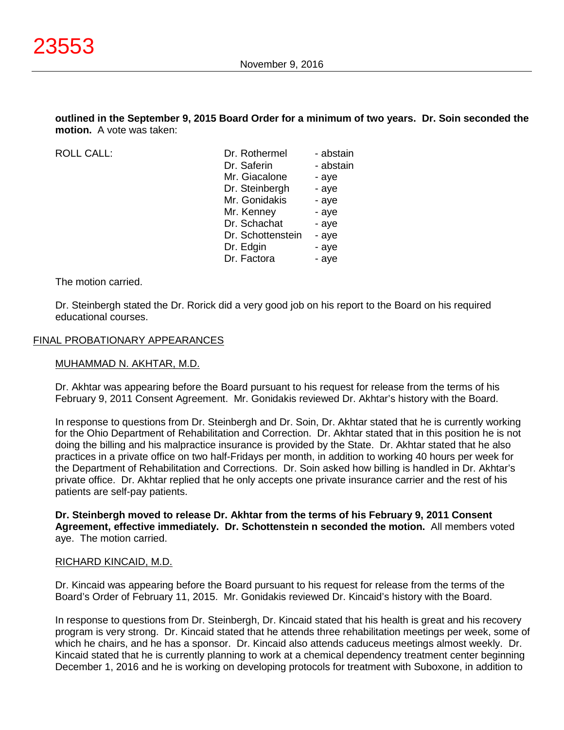**outlined in the September 9, 2015 Board Order for a minimum of two years. Dr. Soin seconded the motion.** A vote was taken:

| ROLL CALL: | | |
|---|---|---|
| | Dr. Rothermel | - abstain |
| | Dr. Saferin | - abstain |
| | Mr. Giacalone | - aye |
| | Dr. Steinbergh | - aye |
| | Mr. Gonidakis | - aye |
| | Mr. Kenney | - aye |
| | Dr. Schachat | - aye |
| | Dr. Schottenstein | - aye |
| | Dr. Edgin | - aye |
| | Dr. Factora | - aye |

The motion carried.

Dr. Steinbergh stated the Dr. Rorick did a very good job on his report to the Board on his required educational courses.

## FINAL PROBATIONARY APPEARANCES

### MUHAMMAD N. AKHTAR, M.D.

Dr. Akhtar was appearing before the Board pursuant to his request for release from the terms of his February 9, 2011 Consent Agreement. Mr. Gonidakis reviewed Dr. Akhtar's history with the Board.

In response to questions from Dr. Steinbergh and Dr. Soin, Dr. Akhtar stated that he is currently working for the Ohio Department of Rehabilitation and Correction. Dr. Akhtar stated that in this position he is not doing the billing and his malpractice insurance is provided by the State. Dr. Akhtar stated that he also practices in a private office on two half-Fridays per month, in addition to working 40 hours per week for the Department of Rehabilitation and Corrections. Dr. Soin asked how billing is handled in Dr. Akhtar's private office. Dr. Akhtar replied that he only accepts one private insurance carrier and the rest of his patients are self-pay patients.

**Dr. Steinbergh moved to release Dr. Akhtar from the terms of his February 9, 2011 Consent Agreement, effective immediately. Dr. Schottenstein n seconded the motion.** All members voted aye. The motion carried.

### RICHARD KINCAID, M.D.

Dr. Kincaid was appearing before the Board pursuant to his request for release from the terms of the Board's Order of February 11, 2015. Mr. Gonidakis reviewed Dr. Kincaid's history with the Board.

In response to questions from Dr. Steinbergh, Dr. Kincaid stated that his health is great and his recovery program is very strong. Dr. Kincaid stated that he attends three rehabilitation meetings per week, some of which he chairs, and he has a sponsor. Dr. Kincaid also attends caduceus meetings almost weekly. Dr. Kincaid stated that he is currently planning to work at a chemical dependency treatment center beginning December 1, 2016 and he is working on developing protocols for treatment with Suboxone, in addition to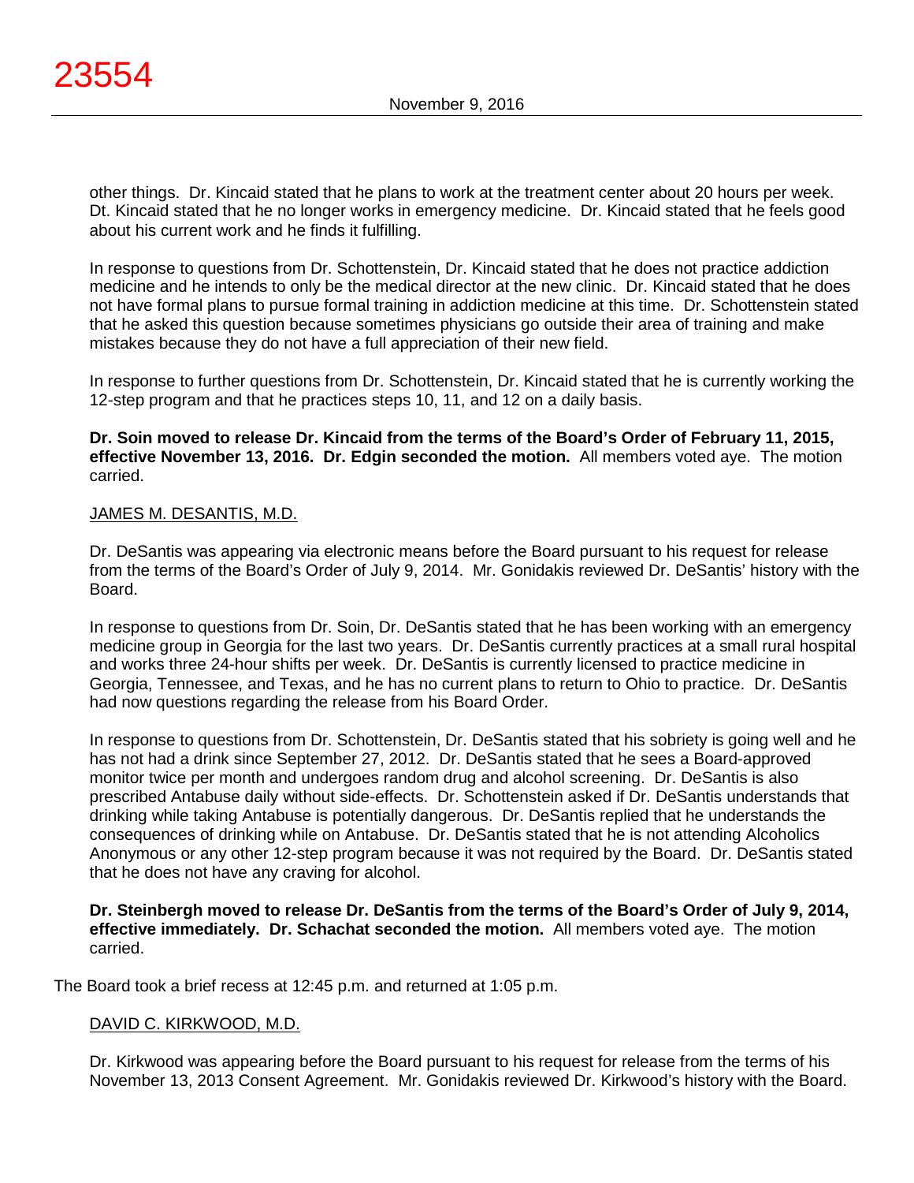other things. Dr. Kincaid stated that he plans to work at the treatment center about 20 hours per week. Dt. Kincaid stated that he no longer works in emergency medicine. Dr. Kincaid stated that he feels good about his current work and he finds it fulfilling.

In response to questions from Dr. Schottenstein, Dr. Kincaid stated that he does not practice addiction medicine and he intends to only be the medical director at the new clinic. Dr. Kincaid stated that he does not have formal plans to pursue formal training in addiction medicine at this time. Dr. Schottenstein stated that he asked this question because sometimes physicians go outside their area of training and make mistakes because they do not have a full appreciation of their new field.

In response to further questions from Dr. Schottenstein, Dr. Kincaid stated that he is currently working the 12-step program and that he practices steps 10, 11, and 12 on a daily basis.

**Dr. Soin moved to release Dr. Kincaid from the terms of the Board's Order of February 11, 2015, effective November 13, 2016. Dr. Edgin seconded the motion.** All members voted aye. The motion carried.

JAMES M. DESANTIS, M.D.

Dr. DeSantis was appearing via electronic means before the Board pursuant to his request for release from the terms of the Board's Order of July 9, 2014. Mr. Gonidakis reviewed Dr. DeSantis' history with the Board.

In response to questions from Dr. Soin, Dr. DeSantis stated that he has been working with an emergency medicine group in Georgia for the last two years. Dr. DeSantis currently practices at a small rural hospital and works three 24-hour shifts per week. Dr. DeSantis is currently licensed to practice medicine in Georgia, Tennessee, and Texas, and he has no current plans to return to Ohio to practice. Dr. DeSantis had now questions regarding the release from his Board Order.

In response to questions from Dr. Schottenstein, Dr. DeSantis stated that his sobriety is going well and he has not had a drink since September 27, 2012. Dr. DeSantis stated that he sees a Board-approved monitor twice per month and undergoes random drug and alcohol screening. Dr. DeSantis is also prescribed Antabuse daily without side-effects. Dr. Schottenstein asked if Dr. DeSantis understands that drinking while taking Antabuse is potentially dangerous. Dr. DeSantis replied that he understands the consequences of drinking while on Antabuse. Dr. DeSantis stated that he is not attending Alcoholics Anonymous or any other 12-step program because it was not required by the Board. Dr. DeSantis stated that he does not have any craving for alcohol.

**Dr. Steinbergh moved to release Dr. DeSantis from the terms of the Board's Order of July 9, 2014, effective immediately. Dr. Schachat seconded the motion.** All members voted aye. The motion carried.

The Board took a brief recess at 12:45 p.m. and returned at 1:05 p.m.

DAVID C. KIRKWOOD, M.D.

Dr. Kirkwood was appearing before the Board pursuant to his request for release from the terms of his November 13, 2013 Consent Agreement. Mr. Gonidakis reviewed Dr. Kirkwood's history with the Board.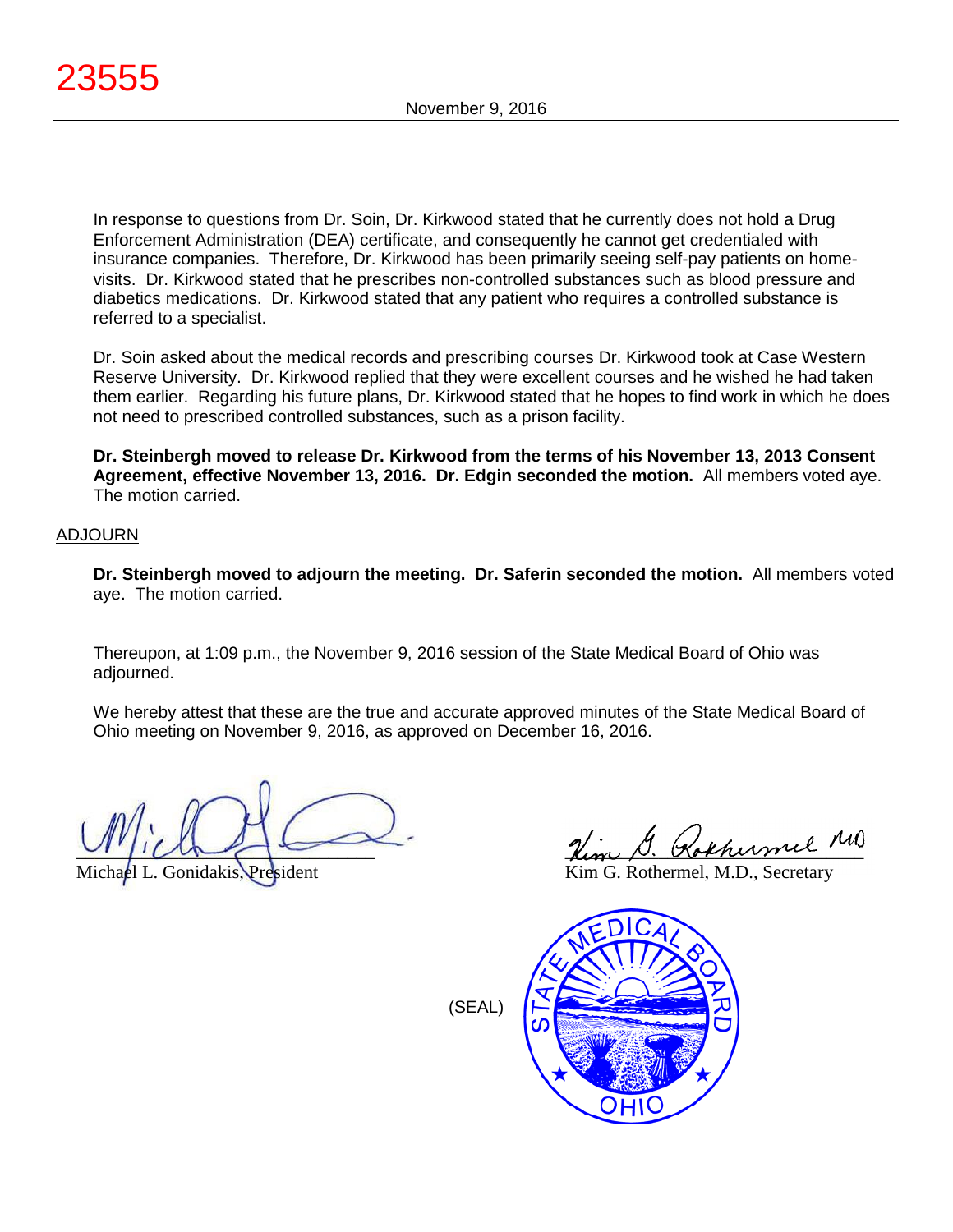In response to questions from Dr. Soin, Dr. Kirkwood stated that he currently does not hold a Drug Enforcement Administration (DEA) certificate, and consequently he cannot get credentialed with insurance companies. Therefore, Dr. Kirkwood has been primarily seeing self-pay patients on home-visits. Dr. Kirkwood stated that he prescribes non-controlled substances such as blood pressure and diabetics medications. Dr. Kirkwood stated that any patient who requires a controlled substance is referred to a specialist.

Dr. Soin asked about the medical records and prescribing courses Dr. Kirkwood took at Case Western Reserve University. Dr. Kirkwood replied that they were excellent courses and he wished he had taken them earlier. Regarding his future plans, Dr. Kirkwood stated that he hopes to find work in which he does not need to prescribed controlled substances, such as a prison facility.

**Dr. Steinbergh moved to release Dr. Kirkwood from the terms of his November 13, 2013 Consent Agreement, effective November 13, 2016. Dr. Edgin seconded the motion.** All members voted aye. The motion carried.

## ADJOURN

**Dr. Steinbergh moved to adjourn the meeting. Dr. Saferin seconded the motion.** All members voted aye. The motion carried.

Thereupon, at 1:09 p.m., the November 9, 2016 session of the State Medical Board of Ohio was adjourned.

We hereby attest that these are the true and accurate approved minutes of the State Medical Board of Ohio meeting on November 9, 2016, as approved on December 16, 2016.

Michael L. Gonidakis, President

Kim G. Rothermel, M.D., Secretary

(SEAL)